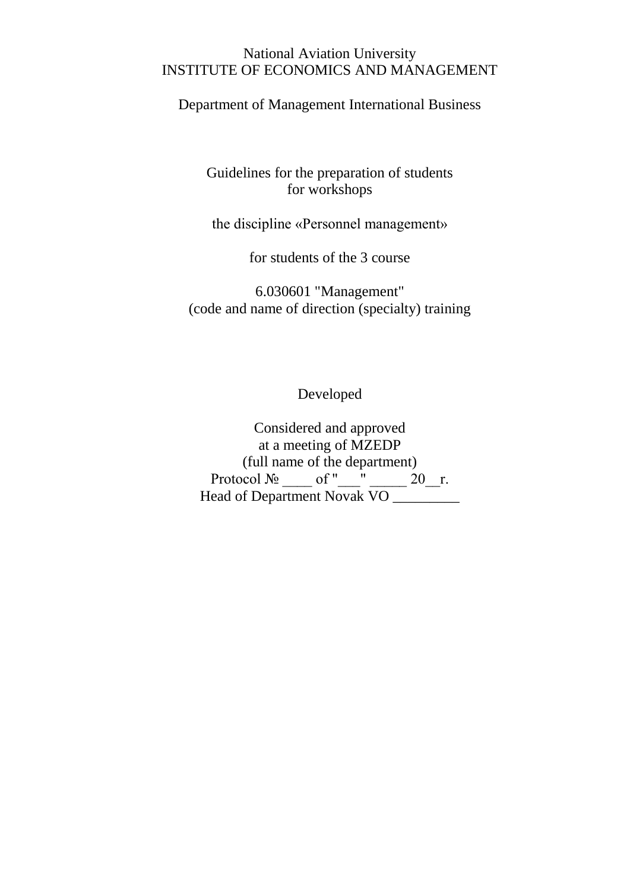National Aviation University
INSTITUTE OF ECONOMICS AND MANAGEMENT

Department of Management International Business

Guidelines for the preparation of students
for workshops

the discipline «Personnel management»

for students of the 3 course

6.030601 "Management"
(code and name of direction (specialty) training

Developed

Considered and approved
at a meeting of MZEDP
(full name of the department)
Protocol № ____ of "___" _____ 20__r.
Head of Department Novak VO _________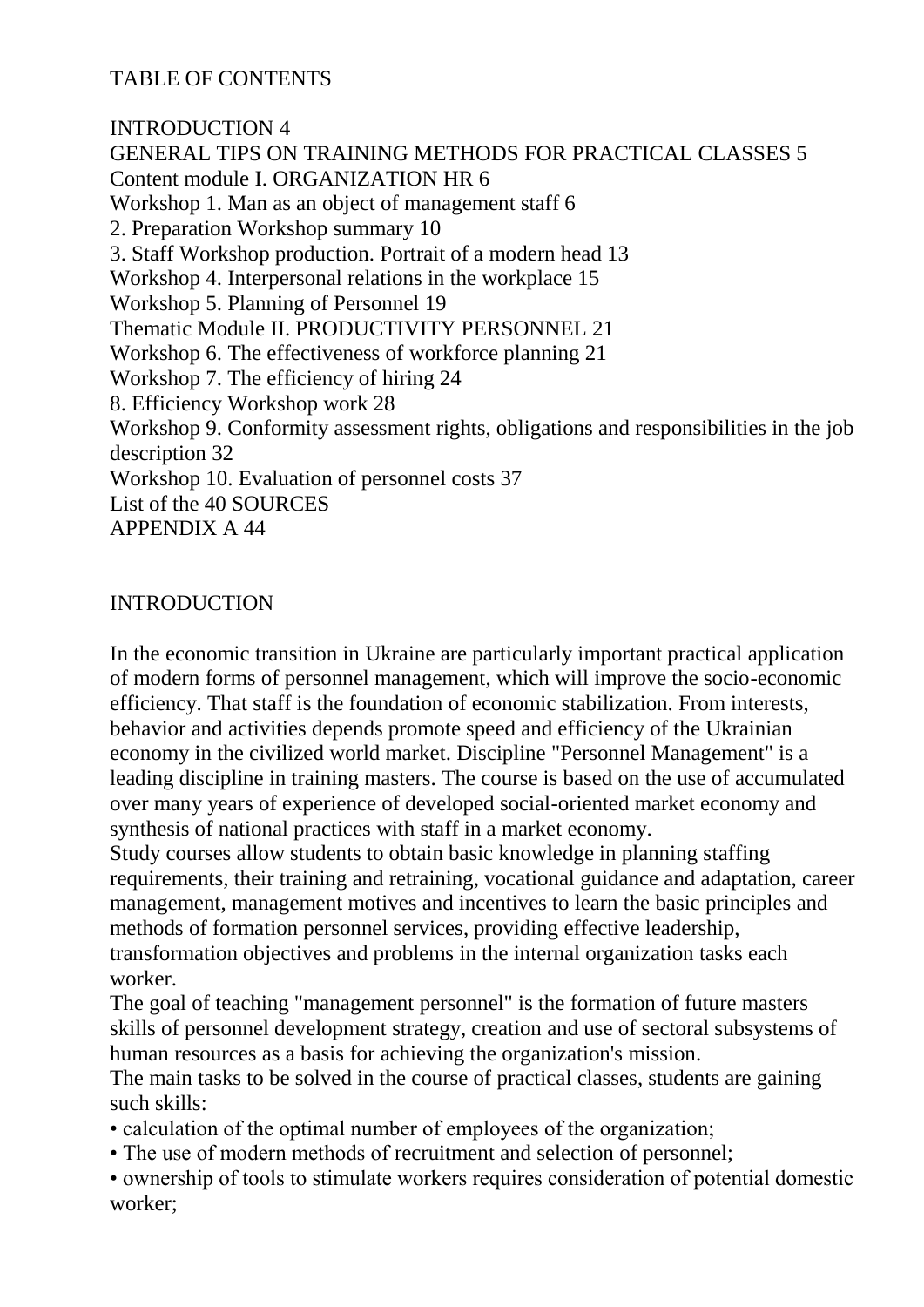# TABLE OF CONTENTS

INTRODUCTION 4
GENERAL TIPS ON TRAINING METHODS FOR PRACTICAL CLASSES 5
Content module I. ORGANIZATION HR 6
Workshop 1. Man as an object of management staff 6
2. Preparation Workshop summary 10
3. Staff Workshop production. Portrait of a modern head 13
Workshop 4. Interpersonal relations in the workplace 15
Workshop 5. Planning of Personnel 19
Thematic Module II. PRODUCTIVITY PERSONNEL 21
Workshop 6. The effectiveness of workforce planning 21
Workshop 7. The efficiency of hiring 24
8. Efficiency Workshop work 28
Workshop 9. Conformity assessment rights, obligations and responsibilities in the job description 32
Workshop 10. Evaluation of personnel costs 37
List of the 40 SOURCES
APPENDIX A 44

# INTRODUCTION

In the economic transition in Ukraine are particularly important practical application of modern forms of personnel management, which will improve the socio-economic efficiency. That staff is the foundation of economic stabilization. From interests, behavior and activities depends promote speed and efficiency of the Ukrainian economy in the civilized world market. Discipline "Personnel Management" is a leading discipline in training masters. The course is based on the use of accumulated over many years of experience of developed social-oriented market economy and synthesis of national practices with staff in a market economy.

Study courses allow students to obtain basic knowledge in planning staffing requirements, their training and retraining, vocational guidance and adaptation, career management, management motives and incentives to learn the basic principles and methods of formation personnel services, providing effective leadership, transformation objectives and problems in the internal organization tasks each worker.

The goal of teaching "management personnel" is the formation of future masters skills of personnel development strategy, creation and use of sectoral subsystems of human resources as a basis for achieving the organization's mission.

The main tasks to be solved in the course of practical classes, students are gaining such skills:

- calculation of the optimal number of employees of the organization;
- The use of modern methods of recruitment and selection of personnel;
- ownership of tools to stimulate workers requires consideration of potential domestic worker;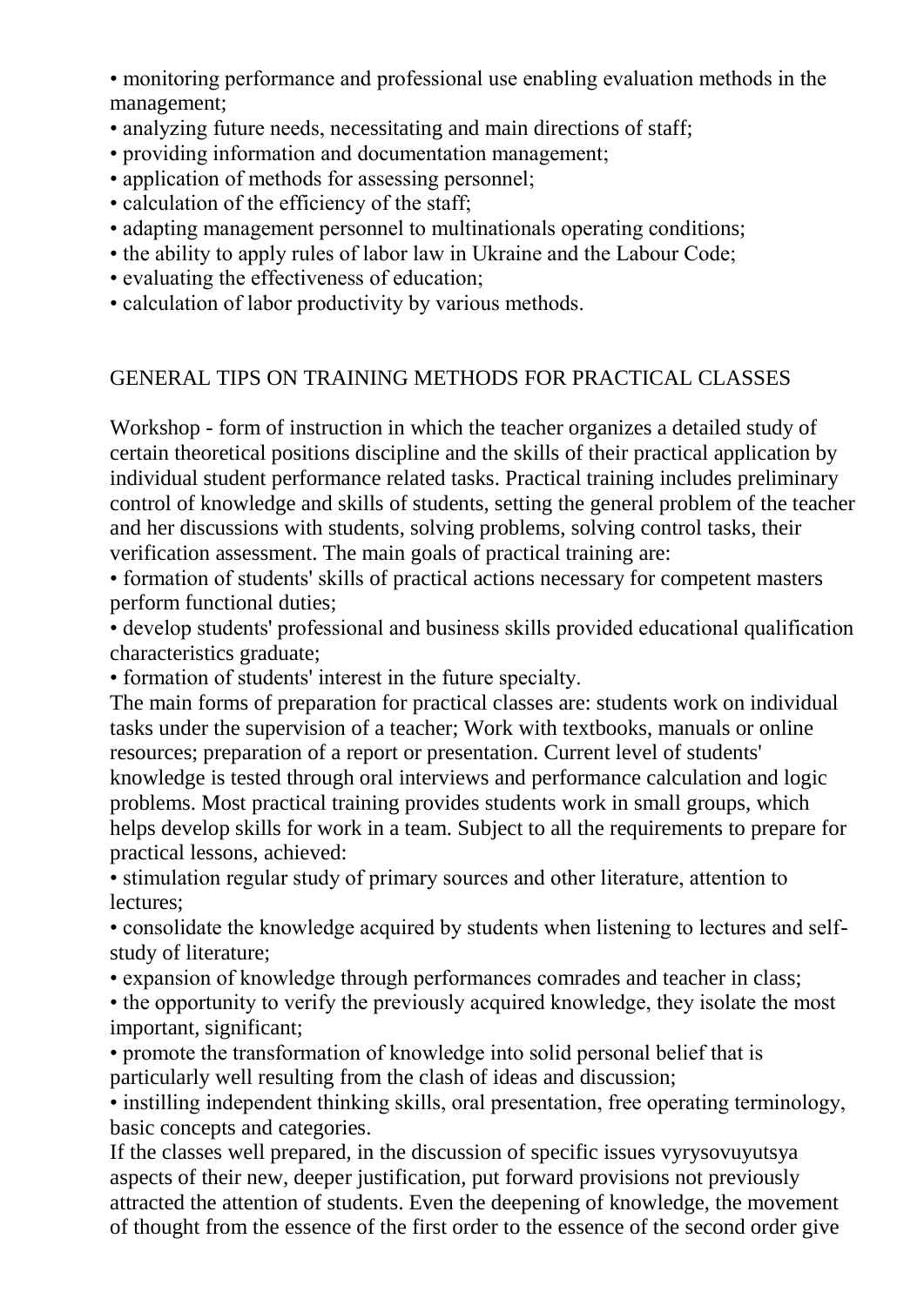- monitoring performance and professional use enabling evaluation methods in the management;
- analyzing future needs, necessitating and main directions of staff;
- providing information and documentation management;
- application of methods for assessing personnel;
- calculation of the efficiency of the staff;
- adapting management personnel to multinationals operating conditions;
- the ability to apply rules of labor law in Ukraine and the Labour Code;
- evaluating the effectiveness of education;
- calculation of labor productivity by various methods.

## GENERAL TIPS ON TRAINING METHODS FOR PRACTICAL CLASSES

Workshop - form of instruction in which the teacher organizes a detailed study of certain theoretical positions discipline and the skills of their practical application by individual student performance related tasks. Practical training includes preliminary control of knowledge and skills of students, setting the general problem of the teacher and her discussions with students, solving problems, solving control tasks, their verification assessment. The main goals of practical training are:

- formation of students' skills of practical actions necessary for competent masters perform functional duties;
- develop students' professional and business skills provided educational qualification characteristics graduate;
- formation of students' interest in the future specialty.

The main forms of preparation for practical classes are: students work on individual tasks under the supervision of a teacher; Work with textbooks, manuals or online resources; preparation of a report or presentation. Current level of students' knowledge is tested through oral interviews and performance calculation and logic problems. Most practical training provides students work in small groups, which helps develop skills for work in a team. Subject to all the requirements to prepare for practical lessons, achieved:

- stimulation regular study of primary sources and other literature, attention to lectures;
- consolidate the knowledge acquired by students when listening to lectures and self-study of literature;
- expansion of knowledge through performances comrades and teacher in class;
- the opportunity to verify the previously acquired knowledge, they isolate the most important, significant;
- promote the transformation of knowledge into solid personal belief that is particularly well resulting from the clash of ideas and discussion;
- instilling independent thinking skills, oral presentation, free operating terminology, basic concepts and categories.

If the classes well prepared, in the discussion of specific issues vyrysovuyutsya aspects of their new, deeper justification, put forward provisions not previously attracted the attention of students. Even the deepening of knowledge, the movement of thought from the essence of the first order to the essence of the second order give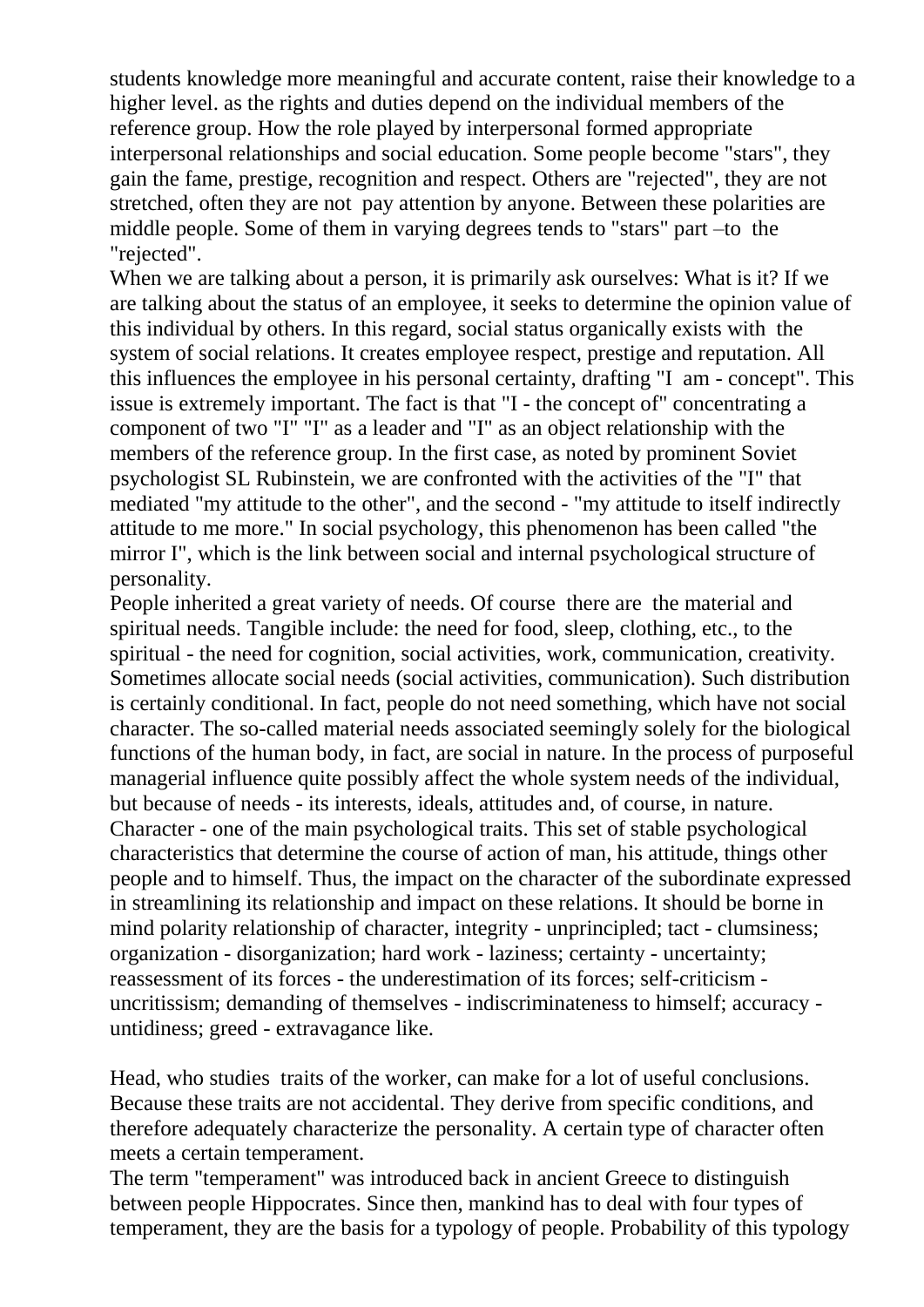students knowledge more meaningful and accurate content, raise their knowledge to a higher level. as the rights and duties depend on the individual members of the reference group. How the role played by interpersonal formed appropriate interpersonal relationships and social education. Some people become "stars", they gain the fame, prestige, recognition and respect. Others are "rejected", they are not stretched, often they are not pay attention by anyone. Between these polarities are middle people. Some of them in varying degrees tends to "stars" part –to the "rejected".

When we are talking about a person, it is primarily ask ourselves: What is it? If we are talking about the status of an employee, it seeks to determine the opinion value of this individual by others. In this regard, social status organically exists with the system of social relations. It creates employee respect, prestige and reputation. All this influences the employee in his personal certainty, drafting "I am - concept". This issue is extremely important. The fact is that "I - the concept of" concentrating a component of two "I" "I" as a leader and "I" as an object relationship with the members of the reference group. In the first case, as noted by prominent Soviet psychologist SL Rubinstein, we are confronted with the activities of the "I" that mediated "my attitude to the other", and the second - "my attitude to itself indirectly attitude to me more." In social psychology, this phenomenon has been called "the mirror I", which is the link between social and internal psychological structure of personality.

People inherited a great variety of needs. Of course there are the material and spiritual needs. Tangible include: the need for food, sleep, clothing, etc., to the spiritual - the need for cognition, social activities, work, communication, creativity. Sometimes allocate social needs (social activities, communication). Such distribution is certainly conditional. In fact, people do not need something, which have not social character. The so-called material needs associated seemingly solely for the biological functions of the human body, in fact, are social in nature. In the process of purposeful managerial influence quite possibly affect the whole system needs of the individual, but because of needs - its interests, ideals, attitudes and, of course, in nature.

Character - one of the main psychological traits. This set of stable psychological characteristics that determine the course of action of man, his attitude, things other people and to himself. Thus, the impact on the character of the subordinate expressed in streamlining its relationship and impact on these relations. It should be borne in mind polarity relationship of character, integrity - unprincipled; tact - clumsiness; organization - disorganization; hard work - laziness; certainty - uncertainty; reassessment of its forces - the underestimation of its forces; self-criticism - uncritissism; demanding of themselves - indiscriminateness to himself; accuracy - untidiness; greed - extravagance like.

Head, who studies traits of the worker, can make for a lot of useful conclusions. Because these traits are not accidental. They derive from specific conditions, and therefore adequately characterize the personality. A certain type of character often meets a certain temperament.

The term "temperament" was introduced back in ancient Greece to distinguish between people Hippocrates. Since then, mankind has to deal with four types of temperament, they are the basis for a typology of people. Probability of this typology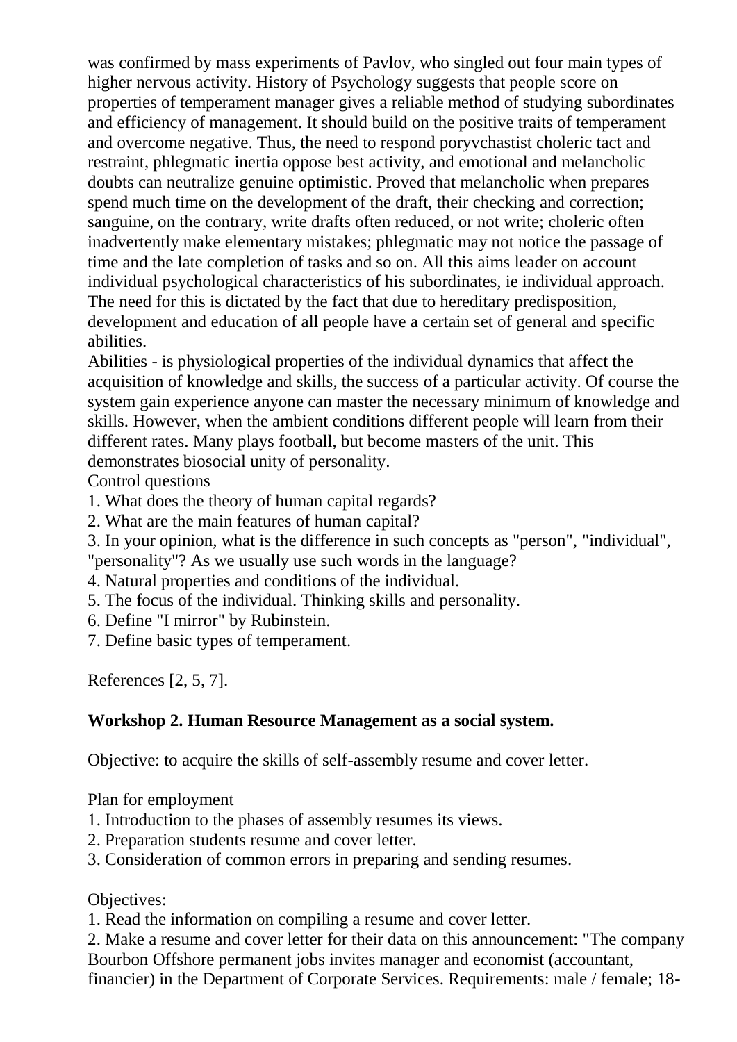was confirmed by mass experiments of Pavlov, who singled out four main types of higher nervous activity. History of Psychology suggests that people score on properties of temperament manager gives a reliable method of studying subordinates and efficiency of management. It should build on the positive traits of temperament and overcome negative. Thus, the need to respond poryvchastist choleric tact and restraint, phlegmatic inertia oppose best activity, and emotional and melancholic doubts can neutralize genuine optimistic. Proved that melancholic when prepares spend much time on the development of the draft, their checking and correction; sanguine, on the contrary, write drafts often reduced, or not write; choleric often inadvertently make elementary mistakes; phlegmatic may not notice the passage of time and the late completion of tasks and so on. All this aims leader on account individual psychological characteristics of his subordinates, ie individual approach. The need for this is dictated by the fact that due to hereditary predisposition, development and education of all people have a certain set of general and specific abilities.

Abilities - is physiological properties of the individual dynamics that affect the acquisition of knowledge and skills, the success of a particular activity. Of course the system gain experience anyone can master the necessary minimum of knowledge and skills. However, when the ambient conditions different people will learn from their different rates. Many plays football, but become masters of the unit. This demonstrates biosocial unity of personality.

Control questions

1. What does the theory of human capital regards?
2. What are the main features of human capital?
3. In your opinion, what is the difference in such concepts as "person", "individual", "personality"? As we usually use such words in the language?
4. Natural properties and conditions of the individual.
5. The focus of the individual. Thinking skills and personality.
6. Define "I mirror" by Rubinstein.
7. Define basic types of temperament.

References [2, 5, 7].

## Workshop 2. Human Resource Management as a social system.

Objective: to acquire the skills of self-assembly resume and cover letter.

Plan for employment

1. Introduction to the phases of assembly resumes its views.
2. Preparation students resume and cover letter.
3. Consideration of common errors in preparing and sending resumes.

Objectives:

1. Read the information on compiling a resume and cover letter.
2. Make a resume and cover letter for their data on this announcement: "The company Bourbon Offshore permanent jobs invites manager and economist (accountant, financier) in the Department of Corporate Services. Requirements: male / female; 18-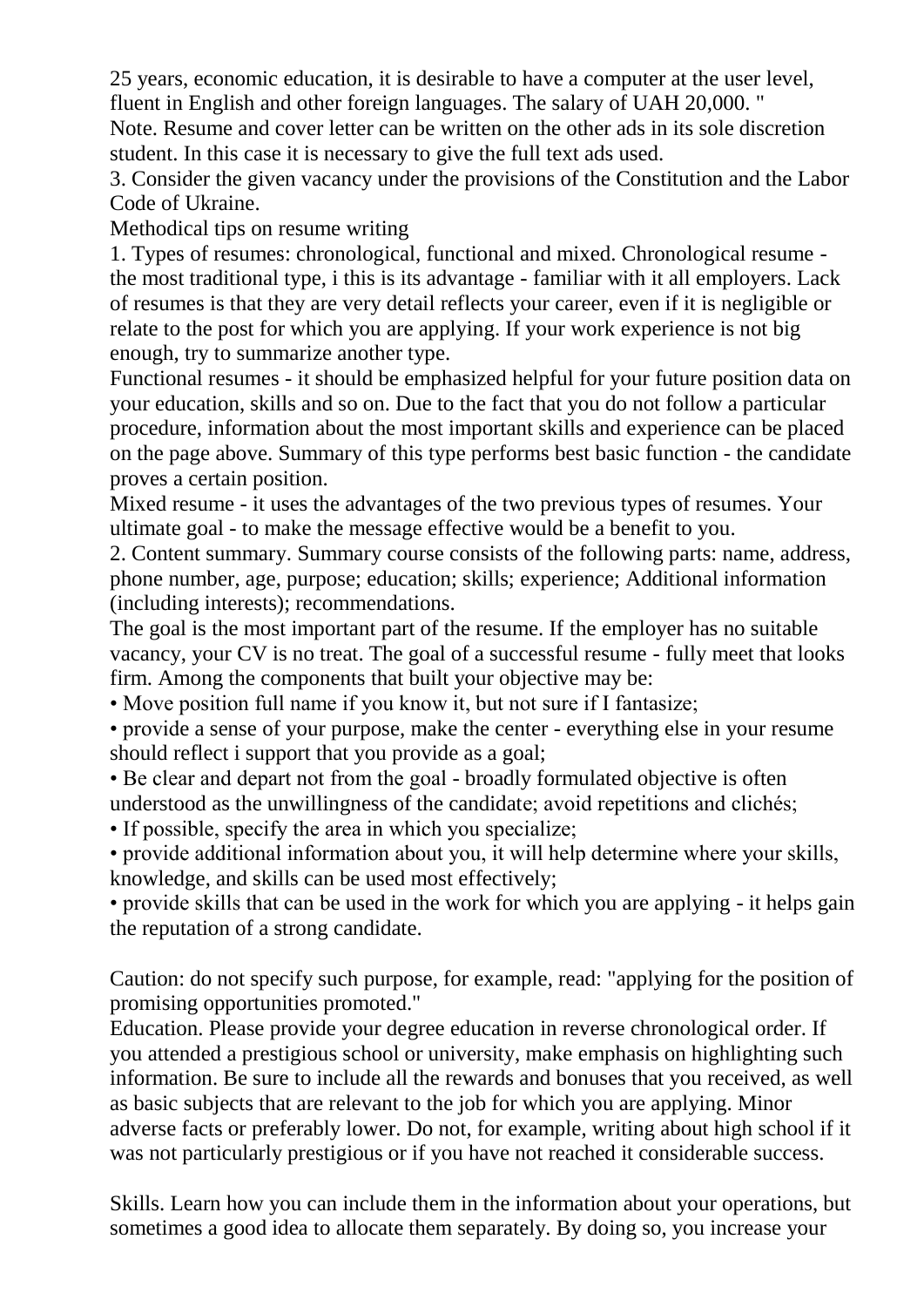25 years, economic education, it is desirable to have a computer at the user level, fluent in English and other foreign languages. The salary of UAH 20,000. "

Note. Resume and cover letter can be written on the other ads in its sole discretion student. In this case it is necessary to give the full text ads used.

3. Consider the given vacancy under the provisions of the Constitution and the Labor Code of Ukraine.

Methodical tips on resume writing

1. Types of resumes: chronological, functional and mixed. Chronological resume - the most traditional type, i this is its advantage - familiar with it all employers. Lack of resumes is that they are very detail reflects your career, even if it is negligible or relate to the post for which you are applying. If your work experience is not big enough, try to summarize another type.

Functional resumes - it should be emphasized helpful for your future position data on your education, skills and so on. Due to the fact that you do not follow a particular procedure, information about the most important skills and experience can be placed on the page above. Summary of this type performs best basic function - the candidate proves a certain position.

Mixed resume - it uses the advantages of the two previous types of resumes. Your ultimate goal - to make the message effective would be a benefit to you.

2. Content summary. Summary course consists of the following parts: name, address, phone number, age, purpose; education; skills; experience; Additional information (including interests); recommendations.

The goal is the most important part of the resume. If the employer has no suitable vacancy, your CV is no treat. The goal of a successful resume - fully meet that looks firm. Among the components that built your objective may be:

- Move position full name if you know it, but not sure if I fantasize;
- provide a sense of your purpose, make the center - everything else in your resume should reflect i support that you provide as a goal;
- Be clear and depart not from the goal - broadly formulated objective is often understood as the unwillingness of the candidate; avoid repetitions and clichés;
- If possible, specify the area in which you specialize;
- provide additional information about you, it will help determine where your skills, knowledge, and skills can be used most effectively;
- provide skills that can be used in the work for which you are applying - it helps gain the reputation of a strong candidate.

Caution: do not specify such purpose, for example, read: "applying for the position of promising opportunities promoted."

Education. Please provide your degree education in reverse chronological order. If you attended a prestigious school or university, make emphasis on highlighting such information. Be sure to include all the rewards and bonuses that you received, as well as basic subjects that are relevant to the job for which you are applying. Minor adverse facts or preferably lower. Do not, for example, writing about high school if it was not particularly prestigious or if you have not reached it considerable success.

Skills. Learn how you can include them in the information about your operations, but sometimes a good idea to allocate them separately. By doing so, you increase your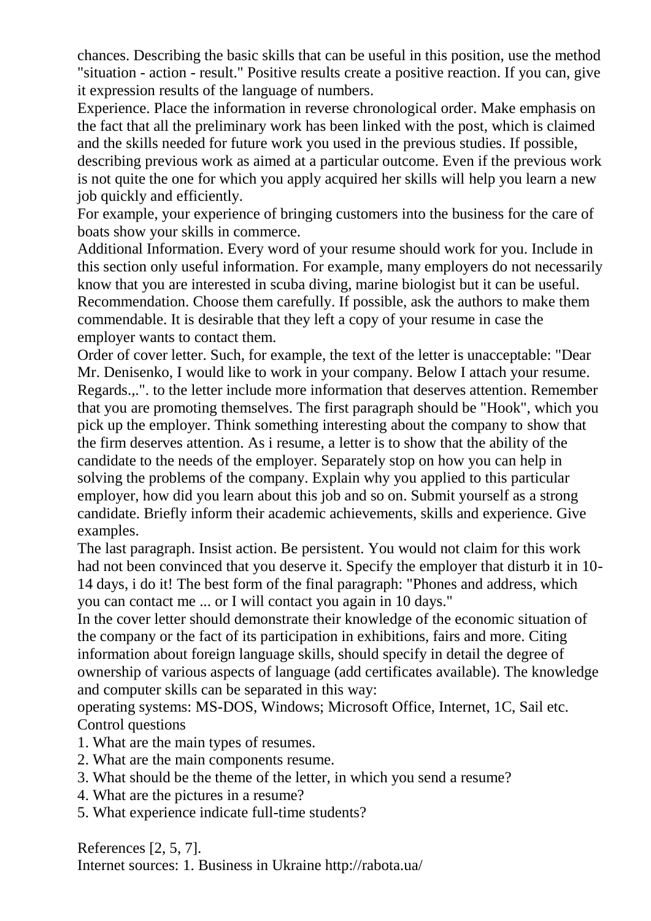chances. Describing the basic skills that can be useful in this position, use the method "situation - action - result." Positive results create a positive reaction. If you can, give it expression results of the language of numbers.

Experience. Place the information in reverse chronological order. Make emphasis on the fact that all the preliminary work has been linked with the post, which is claimed and the skills needed for future work you used in the previous studies. If possible, describing previous work as aimed at a particular outcome. Even if the previous work is not quite the one for which you apply acquired her skills will help you learn a new job quickly and efficiently.

For example, your experience of bringing customers into the business for the care of boats show your skills in commerce.

Additional Information. Every word of your resume should work for you. Include in this section only useful information. For example, many employers do not necessarily know that you are interested in scuba diving, marine biologist but it can be useful.

Recommendation. Choose them carefully. If possible, ask the authors to make them commendable. It is desirable that they left a copy of your resume in case the employer wants to contact them.

Order of cover letter. Such, for example, the text of the letter is unacceptable: "Dear Mr. Denisenko, I would like to work in your company. Below I attach your resume. Regards.,.". to the letter include more information that deserves attention. Remember that you are promoting themselves. The first paragraph should be "Hook", which you pick up the employer. Think something interesting about the company to show that the firm deserves attention. As i resume, a letter is to show that the ability of the candidate to the needs of the employer. Separately stop on how you can help in solving the problems of the company. Explain why you applied to this particular employer, how did you learn about this job and so on. Submit yourself as a strong candidate. Briefly inform their academic achievements, skills and experience. Give examples.

The last paragraph. Insist action. Be persistent. You would not claim for this work had not been convinced that you deserve it. Specify the employer that disturb it in 10-14 days, i do it! The best form of the final paragraph: "Phones and address, which you can contact me ... or I will contact you again in 10 days."

In the cover letter should demonstrate their knowledge of the economic situation of the company or the fact of its participation in exhibitions, fairs and more. Citing information about foreign language skills, should specify in detail the degree of ownership of various aspects of language (add certificates available). The knowledge and computer skills can be separated in this way:

operating systems: MS-DOS, Windows; Microsoft Office, Internet, 1C, Sail etc.

Control questions

1. What are the main types of resumes.
2. What are the main components resume.
3. What should be the theme of the letter, in which you send a resume?
4. What are the pictures in a resume?
5. What experience indicate full-time students?

References [2, 5, 7].

Internet sources: 1. Business in Ukraine http://rabota.ua/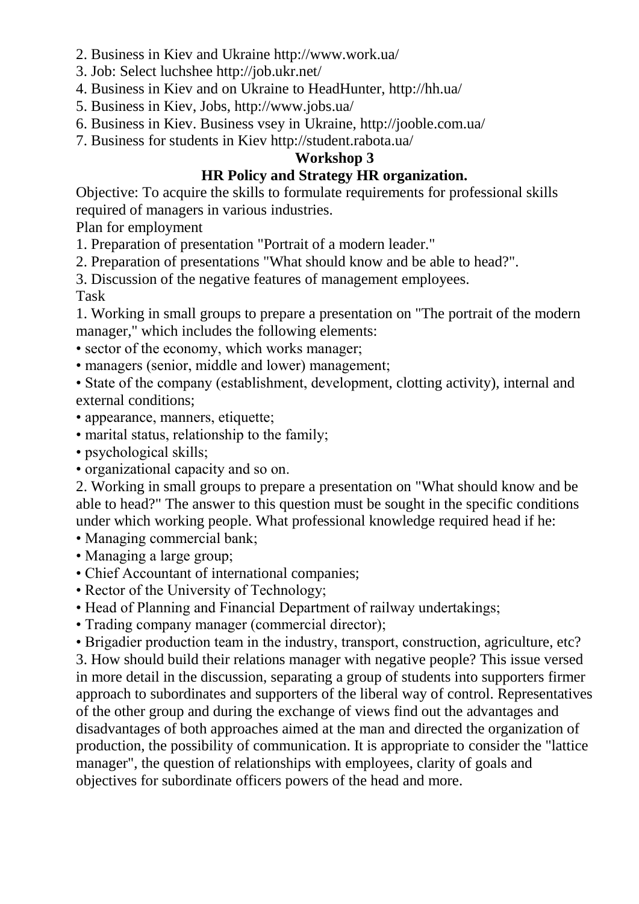2. Business in Kiev and Ukraine http://www.work.ua/
3. Job: Select luchshee http://job.ukr.net/
4. Business in Kiev and on Ukraine to HeadHunter, http://hh.ua/
5. Business in Kiev, Jobs, http://www.jobs.ua/
6. Business in Kiev. Business vsey in Ukraine, http://jooble.com.ua/
7. Business for students in Kiev http://student.rabota.ua/

## Workshop 3

## HR Policy and Strategy HR organization.

Objective: To acquire the skills to formulate requirements for professional skills required of managers in various industries.

Plan for employment

1. Preparation of presentation "Portrait of a modern leader."
2. Preparation of presentations "What should know and be able to head?".
3. Discussion of the negative features of management employees.

Task

1. Working in small groups to prepare a presentation on "The portrait of the modern manager," which includes the following elements:

- sector of the economy, which works manager;
- managers (senior, middle and lower) management;
- State of the company (establishment, development, clotting activity), internal and external conditions;
- appearance, manners, etiquette;
- marital status, relationship to the family;
- psychological skills;
- organizational capacity and so on.

2. Working in small groups to prepare a presentation on "What should know and be able to head?" The answer to this question must be sought in the specific conditions under which working people. What professional knowledge required head if he:

- Managing commercial bank;
- Managing a large group;
- Chief Accountant of international companies;
- Rector of the University of Technology;
- Head of Planning and Financial Department of railway undertakings;
- Trading company manager (commercial director);
- Brigadier production team in the industry, transport, construction, agriculture, etc?

3. How should build their relations manager with negative people? This issue versed in more detail in the discussion, separating a group of students into supporters firmer approach to subordinates and supporters of the liberal way of control. Representatives of the other group and during the exchange of views find out the advantages and disadvantages of both approaches aimed at the man and directed the organization of production, the possibility of communication. It is appropriate to consider the "lattice manager", the question of relationships with employees, clarity of goals and objectives for subordinate officers powers of the head and more.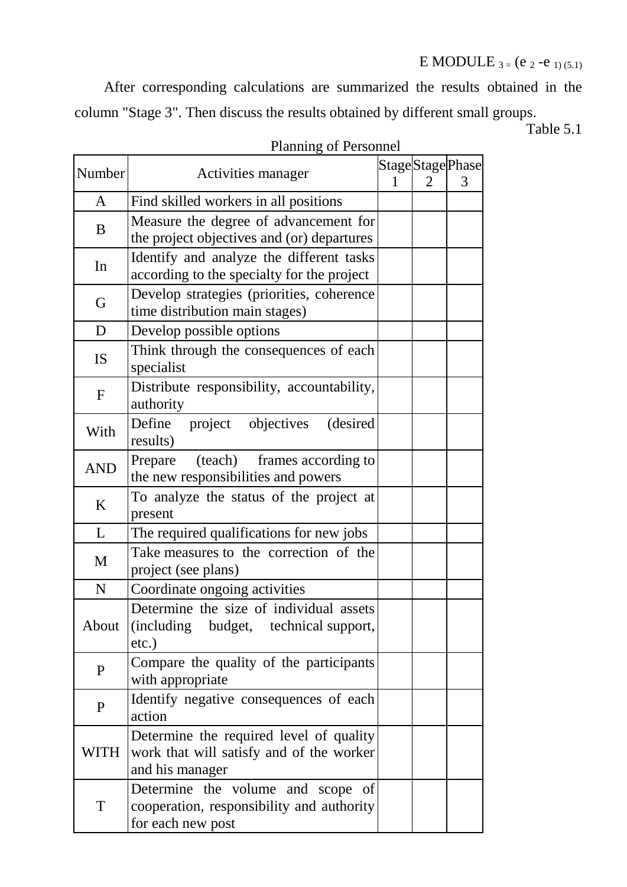E MODULE $_{3}$ = (e $_{2}$ -e $_{1}$) (5.1)

After corresponding calculations are summarized the results obtained in the column "Stage 3". Then discuss the results obtained by different small groups.

Table 5.1

Planning of Personnel

| Number | Activities manager | Stage 1 | Stage 2 | Phase 3 |
|---|---|---|---|---|
| A | Find skilled workers in all positions | | | |
| B | Measure the degree of advancement for the project objectives and (or) departures | | | |
| In | Identify and analyze the different tasks according to the specialty for the project | | | |
| G | Develop strategies (priorities, coherence time distribution main stages) | | | |
| D | Develop possible options | | | |
| IS | Think through the consequences of each specialist | | | |
| F | Distribute responsibility, accountability, authority | | | |
| With | Define project objectives (desired results) | | | |
| AND | Prepare (teach) frames according to the new responsibilities and powers | | | |
| K | To analyze the status of the project at present | | | |
| L | The required qualifications for new jobs | | | |
| M | Take measures to the correction of the project (see plans) | | | |
| N | Coordinate ongoing activities | | | |
| About | Determine the size of individual assets (including budget, technical support, etc.) | | | |
| P | Compare the quality of the participants with appropriate | | | |
| P | Identify negative consequences of each action | | | |
| WITH | Determine the required level of quality work that will satisfy and of the worker and his manager | | | |
| T | Determine the volume and scope of cooperation, responsibility and authority for each new post | | | |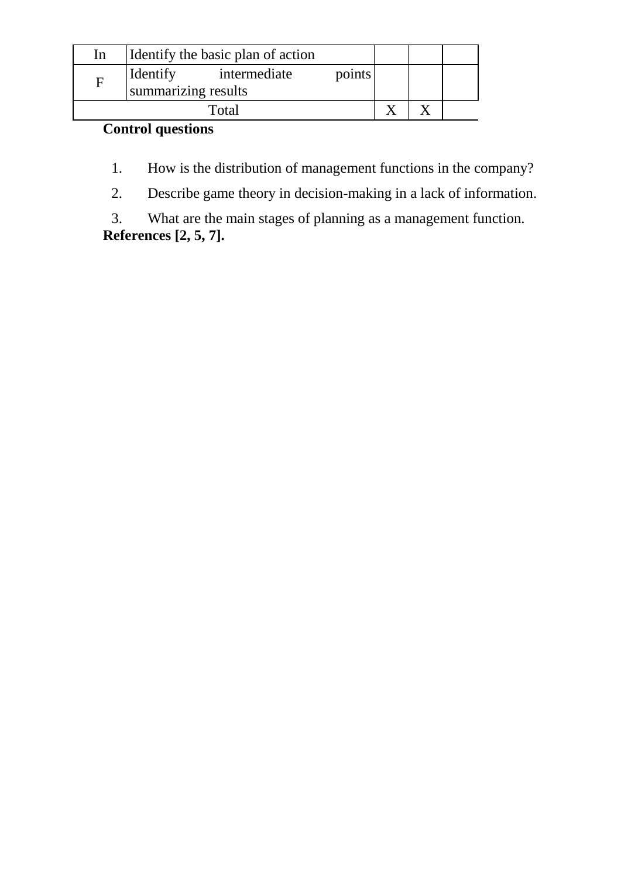| | | | | |
|---|---|---|---|---|
| In | Identify the basic plan of action | | | |
| F | Identify intermediate points summarizing results | | | |
| Total | | X | X | |

**Control questions**

1. How is the distribution of management functions in the company?
2. Describe game theory in decision-making in a lack of information.
3. What are the main stages of planning as a management function.

**References [2, 5, 7].**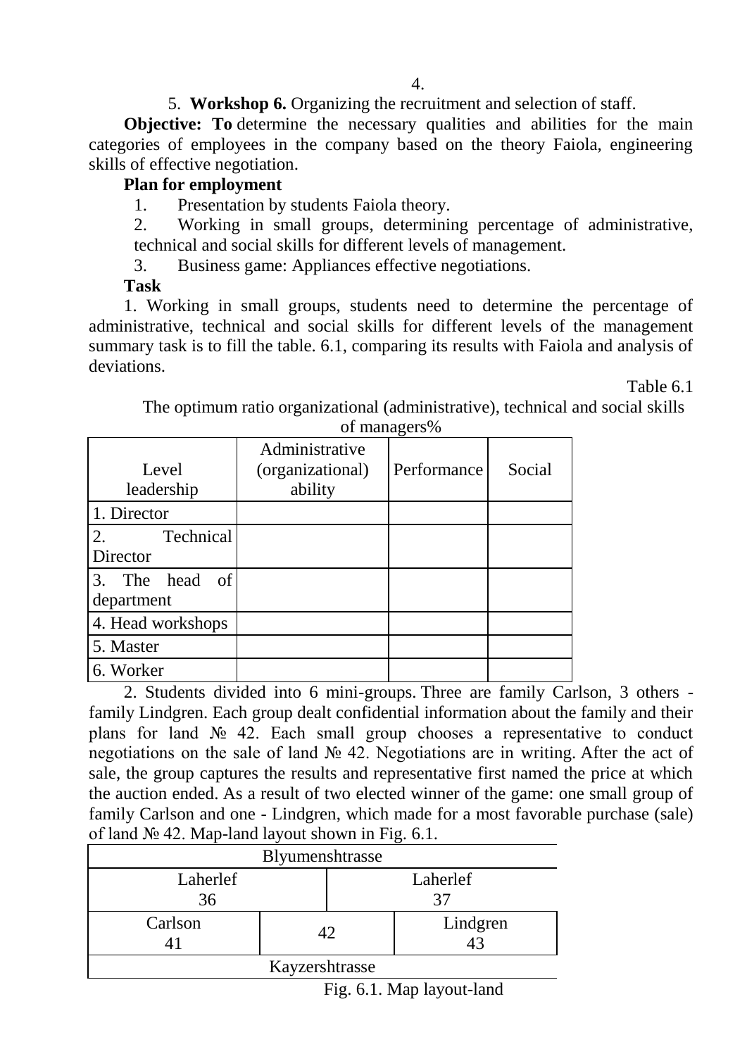4.

5. **Workshop 6.** Organizing the recruitment and selection of staff.

**Objective: To** determine the necessary qualities and abilities for the main categories of employees in the company based on the theory Faiola, engineering skills of effective negotiation.

**Plan for employment**

1. Presentation by students Faiola theory.
2. Working in small groups, determining percentage of administrative, technical and social skills for different levels of management.
3. Business game: Appliances effective negotiations.

**Task**

1. Working in small groups, students need to determine the percentage of administrative, technical and social skills for different levels of the management summary task is to fill the table. 6.1, comparing its results with Faiola and analysis of deviations.

Table 6.1

The optimum ratio organizational (administrative), technical and social skills of managers%

| Level leadership | Administrative (organizational) ability | Performance | Social |
|---|---|---|---|
| 1. Director | | | |
| 2. Technical Director | | | |
| 3. The head of department | | | |
| 4. Head workshops | | | |
| 5. Master | | | |
| 6. Worker | | | |

2. Students divided into 6 mini-groups. Three are family Carlson, 3 others - family Lindgren. Each group dealt confidential information about the family and their plans for land № 42. Each small group chooses a representative to conduct negotiations on the sale of land № 42. Negotiations are in writing. After the act of sale, the group captures the results and representative first named the price at which the auction ended. As a result of two elected winner of the game: one small group of family Carlson and one - Lindgren, which made for a most favorable purchase (sale) of land № 42. Map-land layout shown in Fig. 6.1.

| Blyumenshtrasse | | |
|---|---|---|
| Laherlef 36 | | Laherlef 37 |
| Carlson 41 | 42 | Lindgren 43 |
| Kayzershtrasse | | |

Fig. 6.1. Map layout-land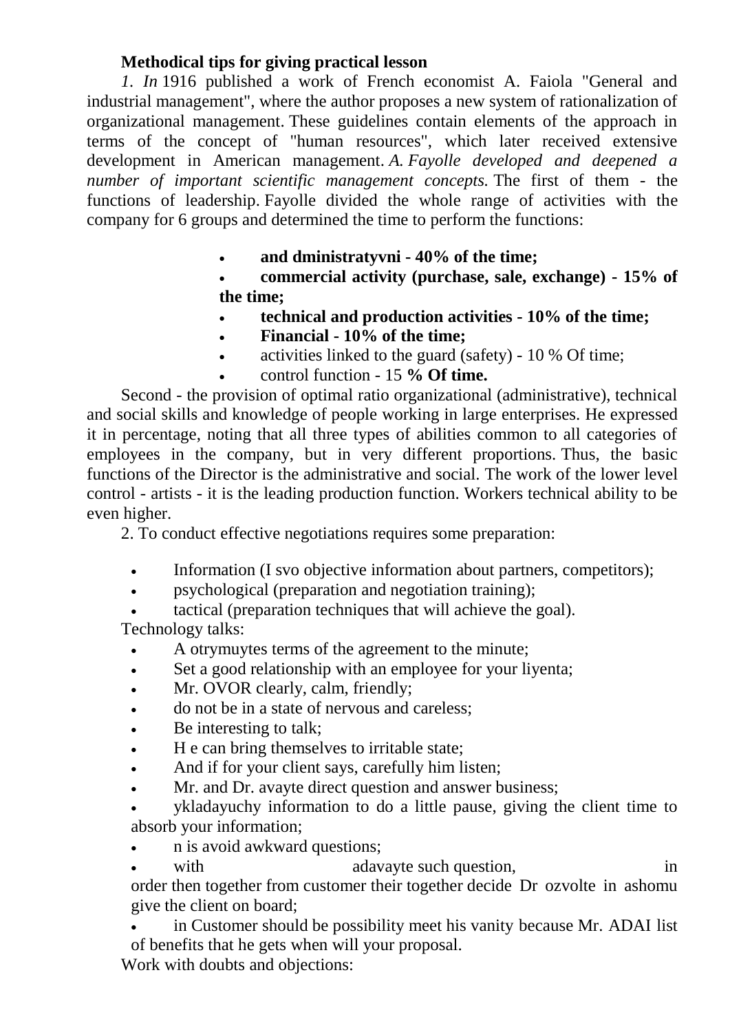**Methodical tips for giving practical lesson**

*1. In* 1916 published a work of French economist A. Faiola "General and industrial management", where the author proposes a new system of rationalization of organizational management. These guidelines contain elements of the approach in terms of the concept of "human resources", which later received extensive development in American management. *A. Fayolle developed and deepened a number of important scientific management concepts.* The first of them - the functions of leadership. Fayolle divided the whole range of activities with the company for 6 groups and determined the time to perform the functions:

- **and dministratyvni - 40% of the time;**
- **commercial activity (purchase, sale, exchange) - 15% of the time;**
- **technical and production activities - 10% of the time;**
- **Financial - 10% of the time;**
- activities linked to the guard (safety) - 10 % Of time;
- control function - 15 **% Of time.**

Second - the provision of optimal ratio organizational (administrative), technical and social skills and knowledge of people working in large enterprises. He expressed it in percentage, noting that all three types of abilities common to all categories of employees in the company, but in very different proportions. Thus, the basic functions of the Director is the administrative and social. The work of the lower level control - artists - it is the leading production function. Workers technical ability to be even higher.

2. To conduct effective negotiations requires some preparation:

- Information (I svo objective information about partners, competitors);
- psychological (preparation and negotiation training);
- tactical (preparation techniques that will achieve the goal).

Technology talks:

- A otrymuytes terms of the agreement to the minute;
- Set a good relationship with an employee for your liyenta;
- Mr. OVOR clearly, calm, friendly;
- do not be in a state of nervous and careless;
- Be interesting to talk;
- H e can bring themselves to irritable state;
- And if for your client says, carefully him listen;
- Mr. and Dr. avayte direct question and answer business;
- ykladayuchy information to do a little pause, giving the client time to absorb your information;
- n is avoid awkward questions;
- with adavayte such question, in order then together from customer their together decide Dr ozvolte in ashomu give the client on board;
- in Customer should be possibility meet his vanity because Mr. ADAI list of benefits that he gets when will your proposal.

Work with doubts and objections: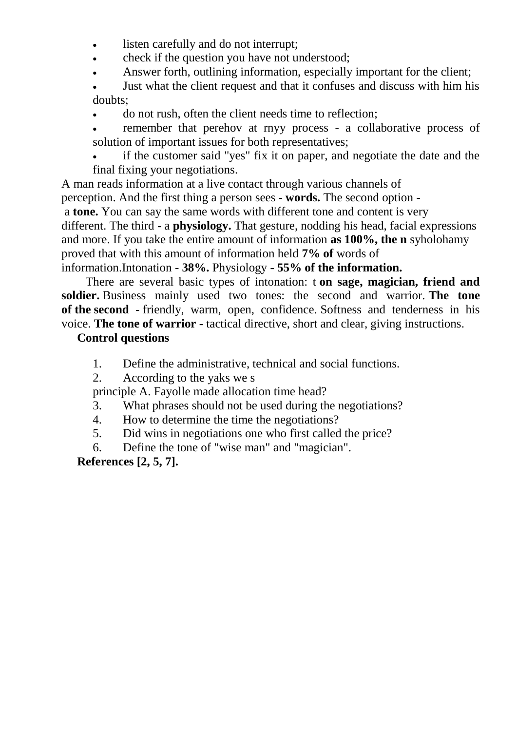- listen carefully and do not interrupt;
- check if the question you have not understood;
- Answer forth, outlining information, especially important for the client;
- Just what the client request and that it confuses and discuss with him his doubts;
- do not rush, often the client needs time to reflection;
- remember that perehov at rnyy process - a collaborative process of solution of important issues for both representatives;
- if the customer said "yes" fix it on paper, and negotiate the date and the final fixing your negotiations.

A man reads information at a live contact through various channels of perception. And the first thing a person sees - **words.** The second option - a **tone.** You can say the same words with different tone and content is very different. The third - a **physiology.** That gesture, nodding his head, facial expressions and more. If you take the entire amount of information **as 100%, the n** syholohamy proved that with this amount of information held **7% of** words of information.Intonation - **38%.** Physiology - **55% of the information.**

There are several basic types of intonation: t **on sage, magician, friend and soldier.** Business mainly used two tones: the second and warrior. **The tone of the second** - friendly, warm, open, confidence. Softness and tenderness in his voice. **The tone of warrior** - tactical directive, short and clear, giving instructions.

**Control questions**

1. Define the administrative, technical and social functions.
2. According to the yaks we s principle A. Fayolle made allocation time head?
3. What phrases should not be used during the negotiations?
4. How to determine the time the negotiations?
5. Did wins in negotiations one who first called the price?
6. Define the tone of "wise man" and "magician".

**References [2, 5, 7].**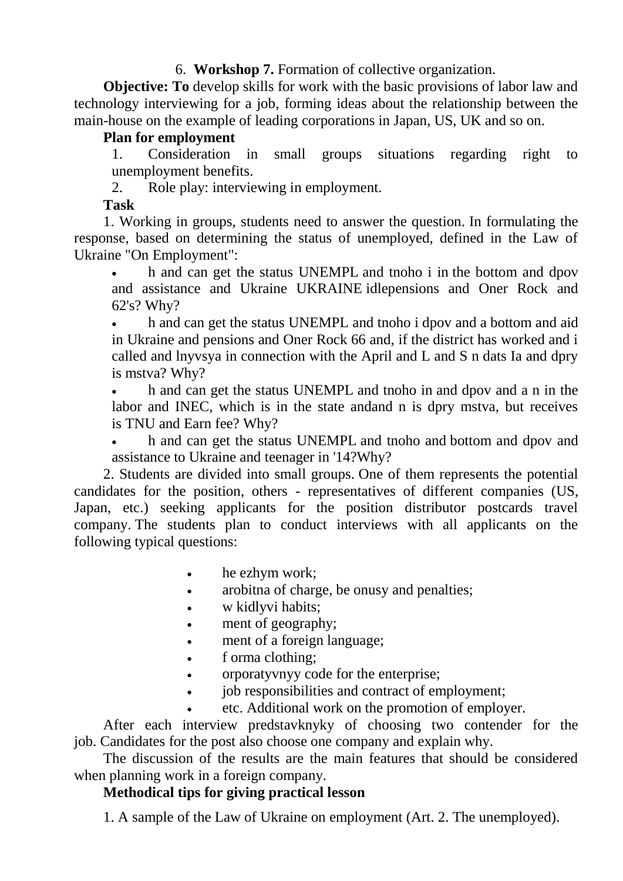6. **Workshop 7.** Formation of collective organization.

**Objective: To** develop skills for work with the basic provisions of labor law and technology interviewing for a job, forming ideas about the relationship between the main-house on the example of leading corporations in Japan, US, UK and so on.

**Plan for employment**

1. Consideration in small groups situations regarding right to unemployment benefits.
2. Role play: interviewing in employment.

**Task**

1. Working in groups, students need to answer the question. In formulating the response, based on determining the status of unemployed, defined in the Law of Ukraine "On Employment":

- h and can get the status UNEMPL and tnoho i in the bottom and dpov and assistance and Ukraine UKRAINE idlepensions and Oner Rock and 62's? Why?
- h and can get the status UNEMPL and tnoho i dpov and a bottom and aid in Ukraine and pensions and Oner Rock 66 and, if the district has worked and i called and lnyvsya in connection with the April and L and S n dats Ia and dpry is mstva? Why?
- h and can get the status UNEMPL and tnoho in and dpov and a n in the labor and INEC, which is in the state andand n is dpry mstva, but receives is TNU and Earn fee? Why?
- h and can get the status UNEMPL and tnoho and bottom and dpov and assistance to Ukraine and teenager in '14?Why?

2. Students are divided into small groups. One of them represents the potential candidates for the position, others - representatives of different companies (US, Japan, etc.) seeking applicants for the position distributor postcards travel company. The students plan to conduct interviews with all applicants on the following typical questions:

- he ezhym work;
- arobitna of charge, be onusy and penalties;
- w kidlyvi habits;
- ment of geography;
- ment of a foreign language;
- f orma clothing;
- orporatyvnyy code for the enterprise;
- job responsibilities and contract of employment;
- etc. Additional work on the promotion of employer.

After each interview predstavknyky of choosing two contender for the job. Candidates for the post also choose one company and explain why.

The discussion of the results are the main features that should be considered when planning work in a foreign company.

**Methodical tips for giving practical lesson**

1. A sample of the Law of Ukraine on employment (Art. 2. The unemployed).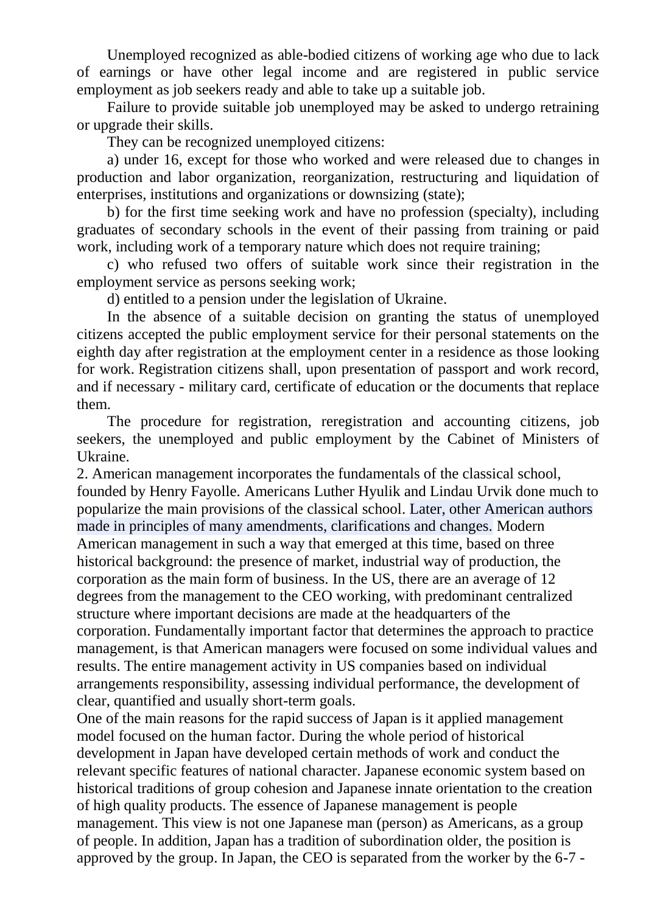Unemployed recognized as able-bodied citizens of working age who due to lack of earnings or have other legal income and are registered in public service employment as job seekers ready and able to take up a suitable job.

Failure to provide suitable job unemployed may be asked to undergo retraining or upgrade their skills.

They can be recognized unemployed citizens:

a) under 16, except for those who worked and were released due to changes in production and labor organization, reorganization, restructuring and liquidation of enterprises, institutions and organizations or downsizing (state);

b) for the first time seeking work and have no profession (specialty), including graduates of secondary schools in the event of their passing from training or paid work, including work of a temporary nature which does not require training;

c) who refused two offers of suitable work since their registration in the employment service as persons seeking work;

d) entitled to a pension under the legislation of Ukraine.

In the absence of a suitable decision on granting the status of unemployed citizens accepted the public employment service for their personal statements on the eighth day after registration at the employment center in a residence as those looking for work. Registration citizens shall, upon presentation of passport and work record, and if necessary - military card, certificate of education or the documents that replace them.

The procedure for registration, reregistration and accounting citizens, job seekers, the unemployed and public employment by the Cabinet of Ministers of Ukraine.

2. American management incorporates the fundamentals of the classical school, founded by Henry Fayolle. Americans Luther Hyulik and Lindau Urvik done much to popularize the main provisions of the classical school. Later, other American authors made in principles of many amendments, clarifications and changes. Modern American management in such a way that emerged at this time, based on three historical background: the presence of market, industrial way of production, the corporation as the main form of business. In the US, there are an average of 12 degrees from the management to the CEO working, with predominant centralized structure where important decisions are made at the headquarters of the corporation. Fundamentally important factor that determines the approach to practice management, is that American managers were focused on some individual values and results. The entire management activity in US companies based on individual arrangements responsibility, assessing individual performance, the development of clear, quantified and usually short-term goals.

One of the main reasons for the rapid success of Japan is it applied management model focused on the human factor. During the whole period of historical development in Japan have developed certain methods of work and conduct the relevant specific features of national character. Japanese economic system based on historical traditions of group cohesion and Japanese innate orientation to the creation of high quality products. The essence of Japanese management is people management. This view is not one Japanese man (person) as Americans, as a group of people. In addition, Japan has a tradition of subordination older, the position is approved by the group. In Japan, the CEO is separated from the worker by the 6-7 -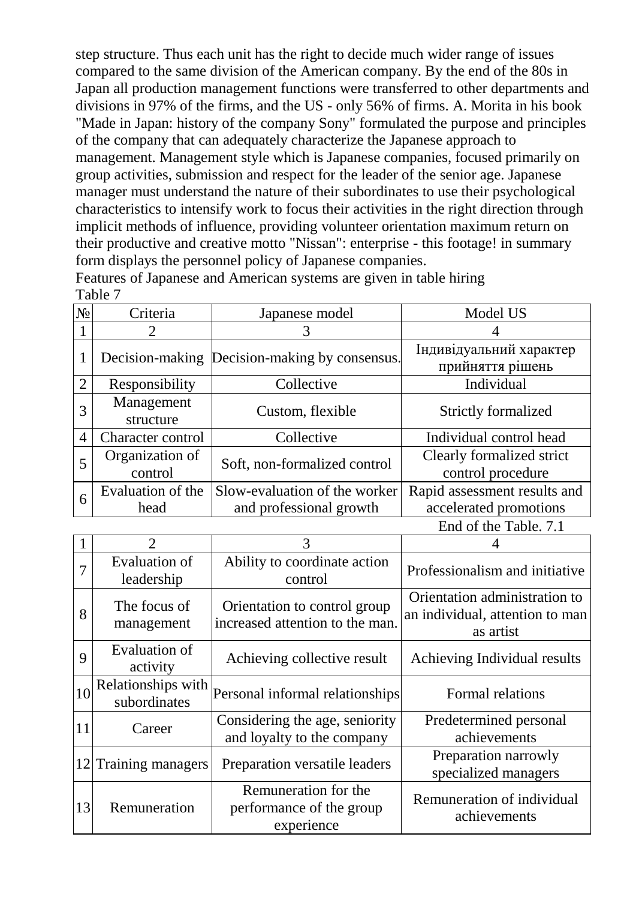step structure. Thus each unit has the right to decide much wider range of issues compared to the same division of the American company. By the end of the 80s in Japan all production management functions were transferred to other departments and divisions in 97% of the firms, and the US - only 56% of firms. A. Morita in his book "Made in Japan: history of the company Sony" formulated the purpose and principles of the company that can adequately characterize the Japanese approach to management. Management style which is Japanese companies, focused primarily on group activities, submission and respect for the leader of the senior age. Japanese manager must understand the nature of their subordinates to use their psychological characteristics to intensify work to focus their activities in the right direction through implicit methods of influence, providing volunteer orientation maximum return on their productive and creative motto "Nissan": enterprise - this footage! in summary form displays the personnel policy of Japanese companies.

Features of Japanese and American systems are given in table hiring

Table 7

| № | Criteria | Japanese model | Model US |
|---|---|---|---|
| 1 | 2 | 3 | 4 |
| 1 | Decision-making | Decision-making by consensus. | Індивідуальний характер прийняття рішень |
| 2 | Responsibility | Collective | Individual |
| 3 | Management structure | Custom, flexible | Strictly formalized |
| 4 | Character control | Collective | Individual control head |
| 5 | Organization of control | Soft, non-formalized control | Clearly formalized strict control procedure |
| 6 | Evaluation of the head | Slow-evaluation of the worker and professional growth | Rapid assessment results and accelerated promotions |
| 7 | Evaluation of leadership | Ability to coordinate action control | Professionalism and initiative |
| 8 | The focus of management | Orientation to control group increased attention to the man. | Orientation administration to an individual, attention to man as artist |
| 9 | Evaluation of activity | Achieving collective result | Achieving Individual results |
| 10 | Relationships with subordinates | Personal informal relationships | Formal relations |
| 11 | Career | Considering the age, seniority and loyalty to the company | Predetermined personal achievements |
| 12 | Training managers | Preparation versatile leaders | Preparation narrowly specialized managers |
| 13 | Remuneration | Remuneration for the performance of the group experience | Remuneration of individual achievements |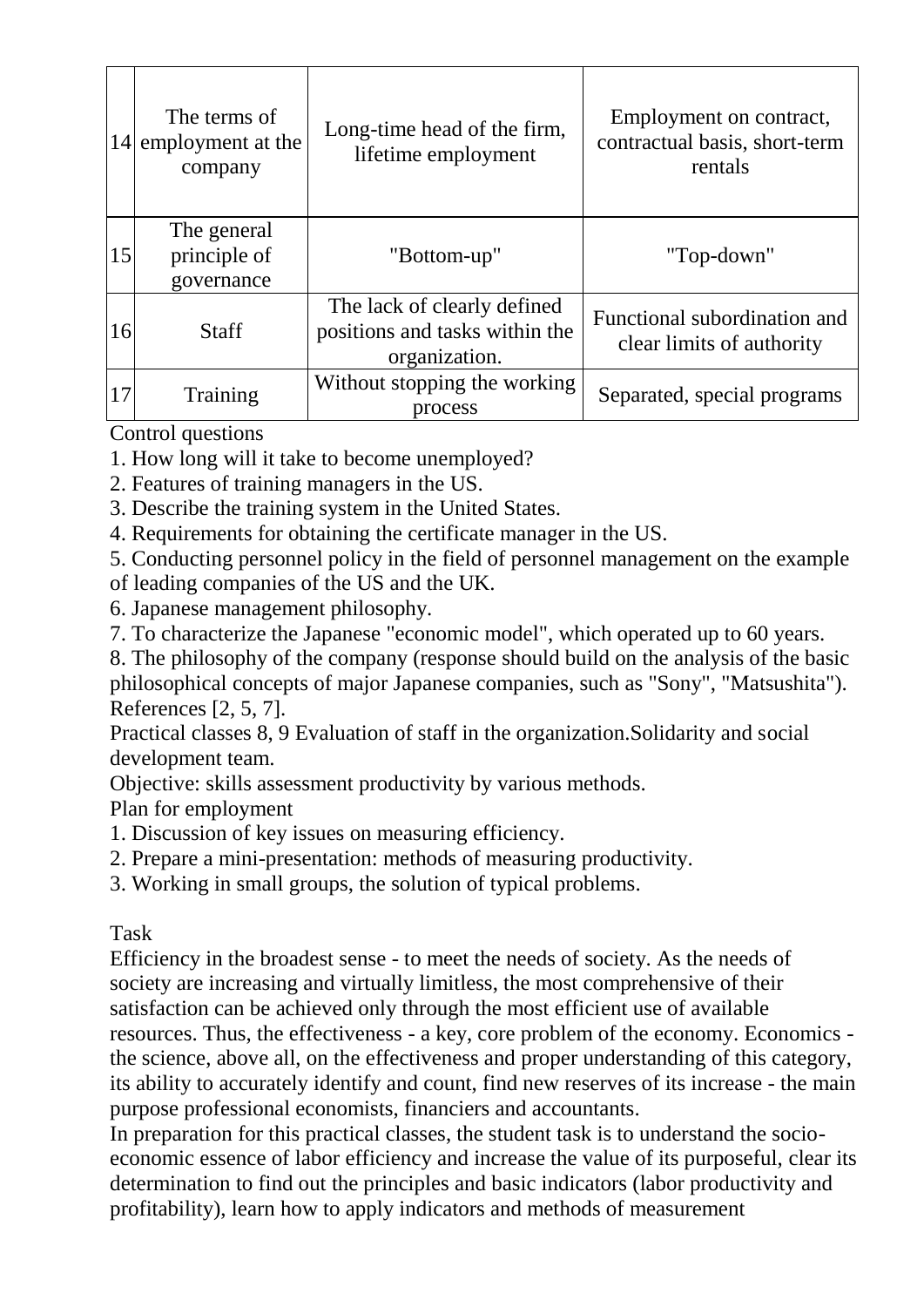| 14 | The terms of employment at the company | Long-time head of the firm, lifetime employment | Employment on contract, contractual basis, short-term rentals |
|---|---|---|---|
| 15 | The general principle of governance | "Bottom-up" | "Top-down" |
| 16 | Staff | The lack of clearly defined positions and tasks within the organization. | Functional subordination and clear limits of authority |
| 17 | Training | Without stopping the working process | Separated, special programs |

Control questions

1. How long will it take to become unemployed?
2. Features of training managers in the US.
3. Describe the training system in the United States.
4. Requirements for obtaining the certificate manager in the US.
5. Conducting personnel policy in the field of personnel management on the example of leading companies of the US and the UK.
6. Japanese management philosophy.
7. To characterize the Japanese "economic model", which operated up to 60 years.
8. The philosophy of the company (response should build on the analysis of the basic philosophical concepts of major Japanese companies, such as "Sony", "Matsushita").

References [2, 5, 7].

Practical classes 8, 9 Evaluation of staff in the organization.Solidarity and social development team.

Objective: skills assessment productivity by various methods.

Plan for employment

1. Discussion of key issues on measuring efficiency.
2. Prepare a mini-presentation: methods of measuring productivity.
3. Working in small groups, the solution of typical problems.

Task

Efficiency in the broadest sense - to meet the needs of society. As the needs of society are increasing and virtually limitless, the most comprehensive of their satisfaction can be achieved only through the most efficient use of available resources. Thus, the effectiveness - a key, core problem of the economy. Economics - the science, above all, on the effectiveness and proper understanding of this category, its ability to accurately identify and count, find new reserves of its increase - the main purpose professional economists, financiers and accountants.

In preparation for this practical classes, the student task is to understand the socio-economic essence of labor efficiency and increase the value of its purposeful, clear its determination to find out the principles and basic indicators (labor productivity and profitability), learn how to apply indicators and methods of measurement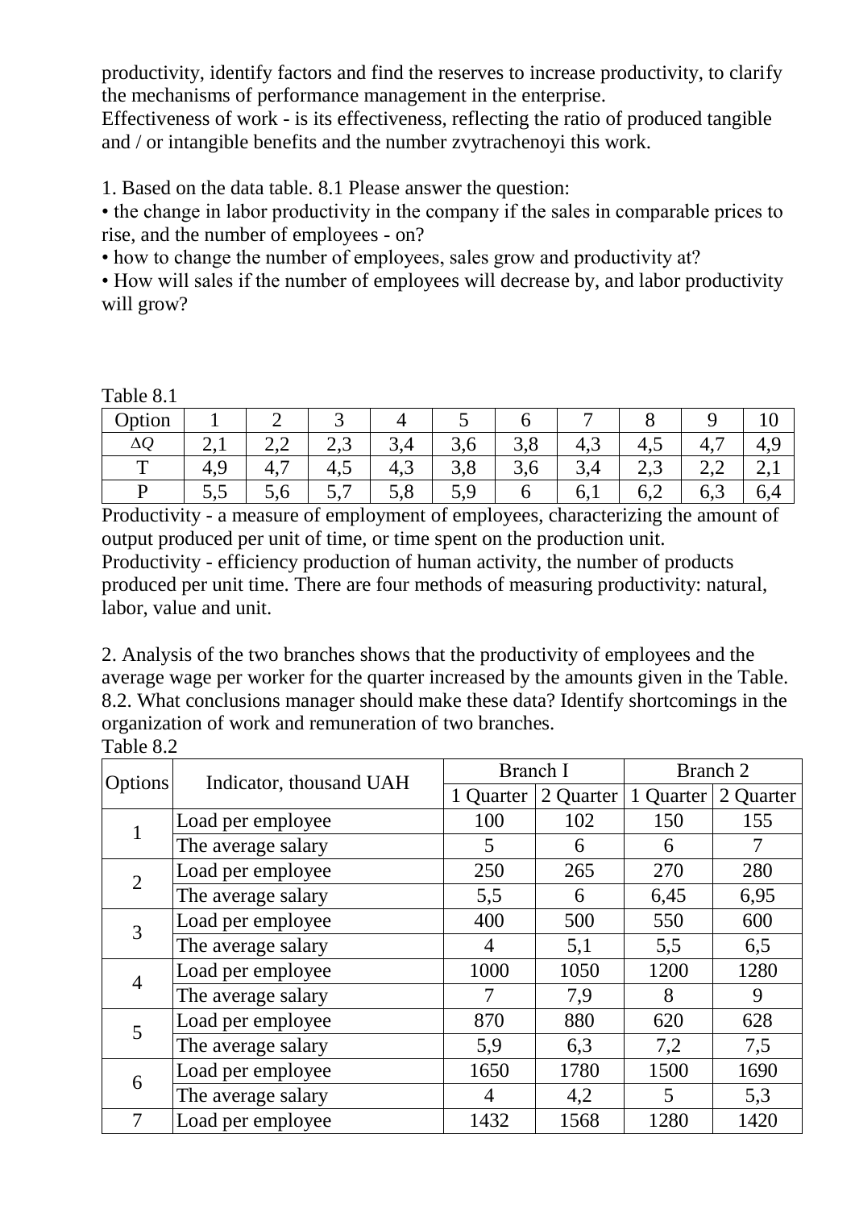productivity, identify factors and find the reserves to increase productivity, to clarify the mechanisms of performance management in the enterprise.
Effectiveness of work - is its effectiveness, reflecting the ratio of produced tangible and / or intangible benefits and the number zvytrachenoyi this work.

1. Based on the data table. 8.1 Please answer the question:

• the change in labor productivity in the company if the sales in comparable prices to rise, and the number of employees - on?
• how to change the number of employees, sales grow and productivity at?
• How will sales if the number of employees will decrease by, and labor productivity will grow?

Table 8.1

| Option | 1 | 2 | 3 | 4 | 5 | 6 | 7 | 8 | 9 | 10 |
|---|---|---|---|---|---|---|---|---|---|---|
| $\Delta Q$ | 2,1 | 2,2 | 2,3 | 3,4 | 3,6 | 3,8 | 4,3 | 4,5 | 4,7 | 4,9 |
| T | 4,9 | 4,7 | 4,5 | 4,3 | 3,8 | 3,6 | 3,4 | 2,3 | 2,2 | 2,1 |
| P | 5,5 | 5,6 | 5,7 | 5,8 | 5,9 | 6 | 6,1 | 6,2 | 6,3 | 6,4 |

Productivity - a measure of employment of employees, characterizing the amount of output produced per unit of time, or time spent on the production unit.
Productivity - efficiency production of human activity, the number of products produced per unit time. There are four methods of measuring productivity: natural, labor, value and unit.

2. Analysis of the two branches shows that the productivity of employees and the average wage per worker for the quarter increased by the amounts given in the Table. 8.2. What conclusions manager should make these data? Identify shortcomings in the organization of work and remuneration of two branches.

Table 8.2

| Options | Indicator, thousand UAH | Branch I | | Branch 2 | |
|---|---|---|---|---|---|
| | | 1 Quarter | 2 Quarter | 1 Quarter | 2 Quarter |
| 1 | Load per employee | 100 | 102 | 150 | 155 |
| | The average salary | 5 | 6 | 6 | 7 |
| 2 | Load per employee | 250 | 265 | 270 | 280 |
| | The average salary | 5,5 | 6 | 6,45 | 6,95 |
| 3 | Load per employee | 400 | 500 | 550 | 600 |
| | The average salary | 4 | 5,1 | 5,5 | 6,5 |
| 4 | Load per employee | 1000 | 1050 | 1200 | 1280 |
| | The average salary | 7 | 7,9 | 8 | 9 |
| 5 | Load per employee | 870 | 880 | 620 | 628 |
| | The average salary | 5,9 | 6,3 | 7,2 | 7,5 |
| 6 | Load per employee | 1650 | 1780 | 1500 | 1690 |
| | The average salary | 4 | 4,2 | 5 | 5,3 |
| 7 | Load per employee | 1432 | 1568 | 1280 | 1420 |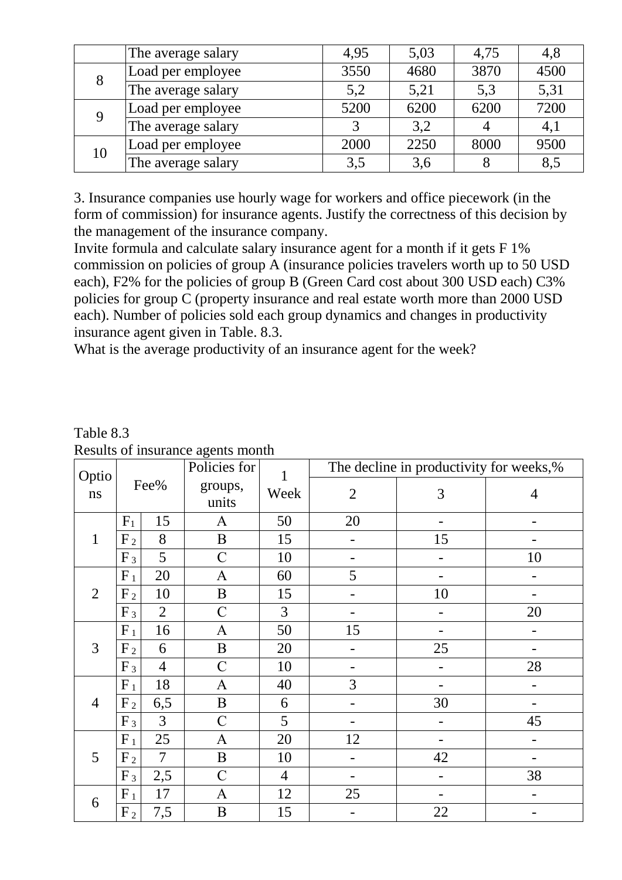|  | The average salary | 4,95 | 5,03 | 4,75 | 4,8 |
|---|---|---|---|---|---|
| 8 | Load per employee | 3550 | 4680 | 3870 | 4500 |
|  | The average salary | 5,2 | 5,21 | 5,3 | 5,31 |
| 9 | Load per employee | 5200 | 6200 | 6200 | 7200 |
|  | The average salary | 3 | 3,2 | 4 | 4,1 |
| 10 | Load per employee | 2000 | 2250 | 8000 | 9500 |
|  | The average salary | 3,5 | 3,6 | 8 | 8,5 |

3. Insurance companies use hourly wage for workers and office piecework (in the form of commission) for insurance agents. Justify the correctness of this decision by the management of the insurance company.
Invite formula and calculate salary insurance agent for a month if it gets F 1% commission on policies of group A (insurance policies travelers worth up to 50 USD each), F2% for the policies of group B (Green Card cost about 300 USD each) C3% policies for group C (property insurance and real estate worth more than 2000 USD each). Number of policies sold each group dynamics and changes in productivity insurance agent given in Table. 8.3.
What is the average productivity of an insurance agent for the week?

Table 8.3
Results of insurance agents month

| Options | Fee% |  | Policies for groups, units | 1 Week | The decline in productivity for weeks,% |  |  |
|---|---|---|---|---|---|---|---|
|  |  |  |  |  | 2 | 3 | 4 |
| 1 | $F_1$ | 15 | A | 50 | 20 | - | - |
|  | $F_2$ | 8 | B | 15 | - | 15 | - |
|  | $F_3$ | 5 | C | 10 | - | - | 10 |
| 2 | $F_1$ | 20 | A | 60 | 5 | - | - |
|  | $F_2$ | 10 | B | 15 | - | 10 | - |
|  | $F_3$ | 2 | C | 3 | - | - | 20 |
| 3 | $F_1$ | 16 | A | 50 | 15 | - | - |
|  | $F_2$ | 6 | B | 20 | - | 25 | - |
|  | $F_3$ | 4 | C | 10 | - | - | 28 |
| 4 | $F_1$ | 18 | A | 40 | 3 | - | - |
|  | $F_2$ | 6,5 | B | 6 | - | 30 | - |
|  | $F_3$ | 3 | C | 5 | - | - | 45 |
| 5 | $F_1$ | 25 | A | 20 | 12 | - | - |
|  | $F_2$ | 7 | B | 10 | - | 42 | - |
|  | $F_3$ | 2,5 | C | 4 | - | - | 38 |
| 6 | $F_1$ | 17 | A | 12 | 25 | - | - |
|  | $F_2$ | 7,5 | B | 15 | - | 22 | - |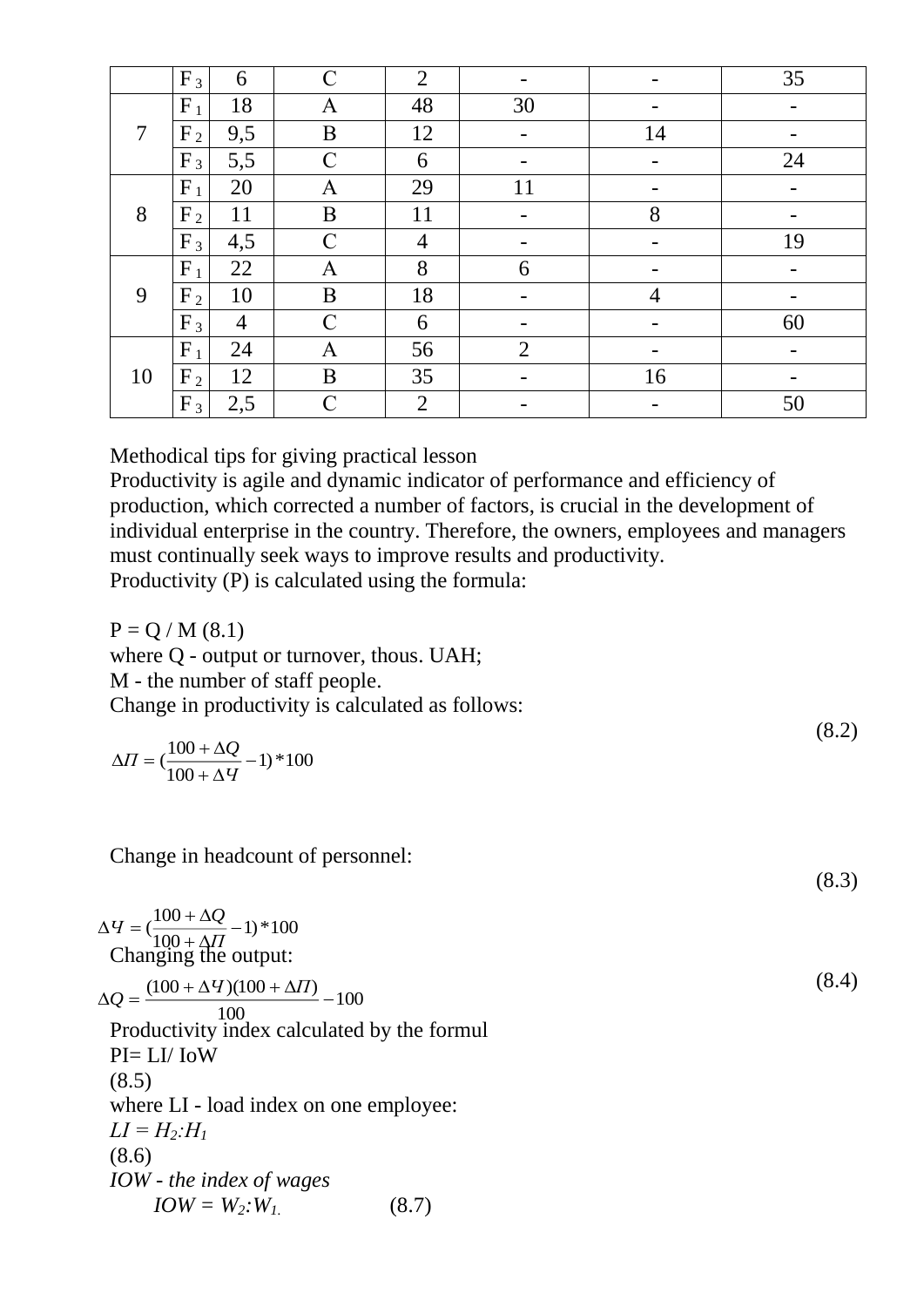| | | | | | | | |
|---|---|---|---|---|---|---|---|
| | $F_3$ | 6 | C | 2 | - | - | 35 |
| 7 | $F_1$ | 18 | A | 48 | 30 | - | - |
| | $F_2$ | 9,5 | B | 12 | - | 14 | - |
| | $F_3$ | 5,5 | C | 6 | - | - | 24 |
| 8 | $F_1$ | 20 | A | 29 | 11 | - | - |
| | $F_2$ | 11 | B | 11 | - | 8 | - |
| | $F_3$ | 4,5 | C | 4 | - | - | 19 |
| 9 | $F_1$ | 22 | A | 8 | 6 | - | - |
| | $F_2$ | 10 | B | 18 | - | 4 | - |
| | $F_3$ | 4 | C | 6 | - | - | 60 |
| 10 | $F_1$ | 24 | A | 56 | 2 | - | - |
| | $F_2$ | 12 | B | 35 | - | 16 | - |
| | $F_3$ | 2,5 | C | 2 | - | - | 50 |

Methodical tips for giving practical lesson

Productivity is agile and dynamic indicator of performance and efficiency of production, which corrected a number of factors, is crucial in the development of individual enterprise in the country. Therefore, the owners, employees and managers must continually seek ways to improve results and productivity.

Productivity (P) is calculated using the formula:

P = Q / M (8.1)

where Q - output or turnover, thous. UAH;

M - the number of staff people.

Change in productivity is calculated as follows:

$$\Delta П = \left(\frac{100 + \Delta Q}{100 + \Delta Ч} - 1\right) * 100 \quad (8.2)$$

Change in headcount of personnel:

$$\Delta Ч = \left(\frac{100 + \Delta Q}{100 + \Delta П} - 1\right) * 100 \quad (8.3)$$

Changing the output:

$$\Delta Q = \frac{(100 + \Delta Ч)(100 + \Delta П)}{100} - 100 \quad (8.4)$$

Productivity index calculated by the formul

PI= LI/ IoW

(8.5)

where LI - load index on one employee:

*LI* = $H_2$:$H_1$

(8.6)

*IOW - the index of wages*

*IOW* = $W_2$:$W_1$. (8.7)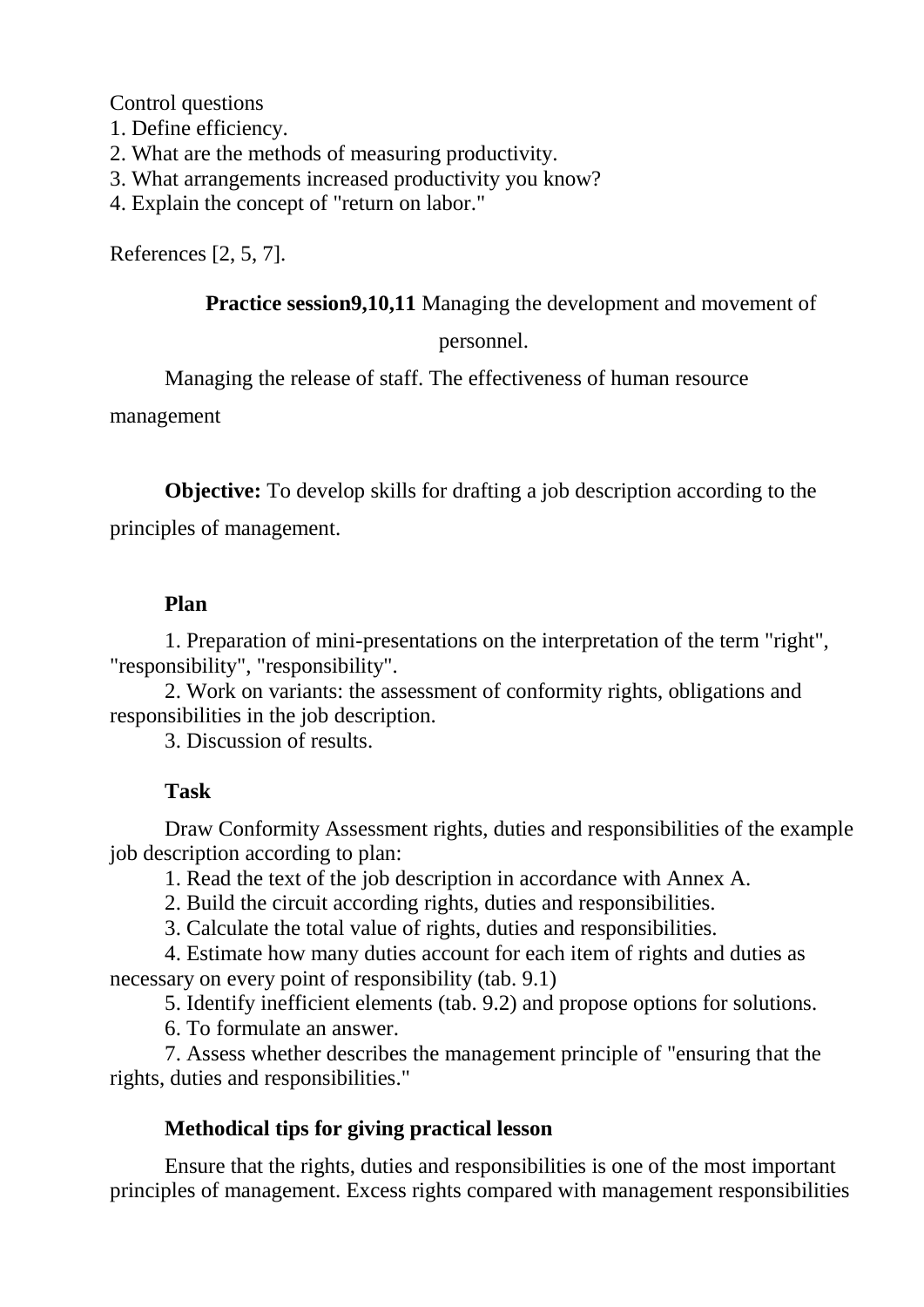Control questions
1. Define efficiency.
2. What are the methods of measuring productivity.
3. What arrangements increased productivity you know?
4. Explain the concept of "return on labor."

References [2, 5, 7].

**Practice session9,10,11** Managing the development and movement of personnel.

Managing the release of staff. The effectiveness of human resource management

**Objective:** To develop skills for drafting a job description according to the principles of management.

**Plan**

1. Preparation of mini-presentations on the interpretation of the term "right", "responsibility", "responsibility".
2. Work on variants: the assessment of conformity rights, obligations and responsibilities in the job description.
3. Discussion of results.

**Task**

Draw Conformity Assessment rights, duties and responsibilities of the example job description according to plan:

1. Read the text of the job description in accordance with Annex A.
2. Build the circuit according rights, duties and responsibilities.
3. Calculate the total value of rights, duties and responsibilities.
4. Estimate how many duties account for each item of rights and duties as necessary on every point of responsibility (tab. 9.1)
5. Identify inefficient elements (tab. 9.2) and propose options for solutions.
6. To formulate an answer.
7. Assess whether describes the management principle of "ensuring that the rights, duties and responsibilities."

**Methodical tips for giving practical lesson**

Ensure that the rights, duties and responsibilities is one of the most important principles of management. Excess rights compared with management responsibilities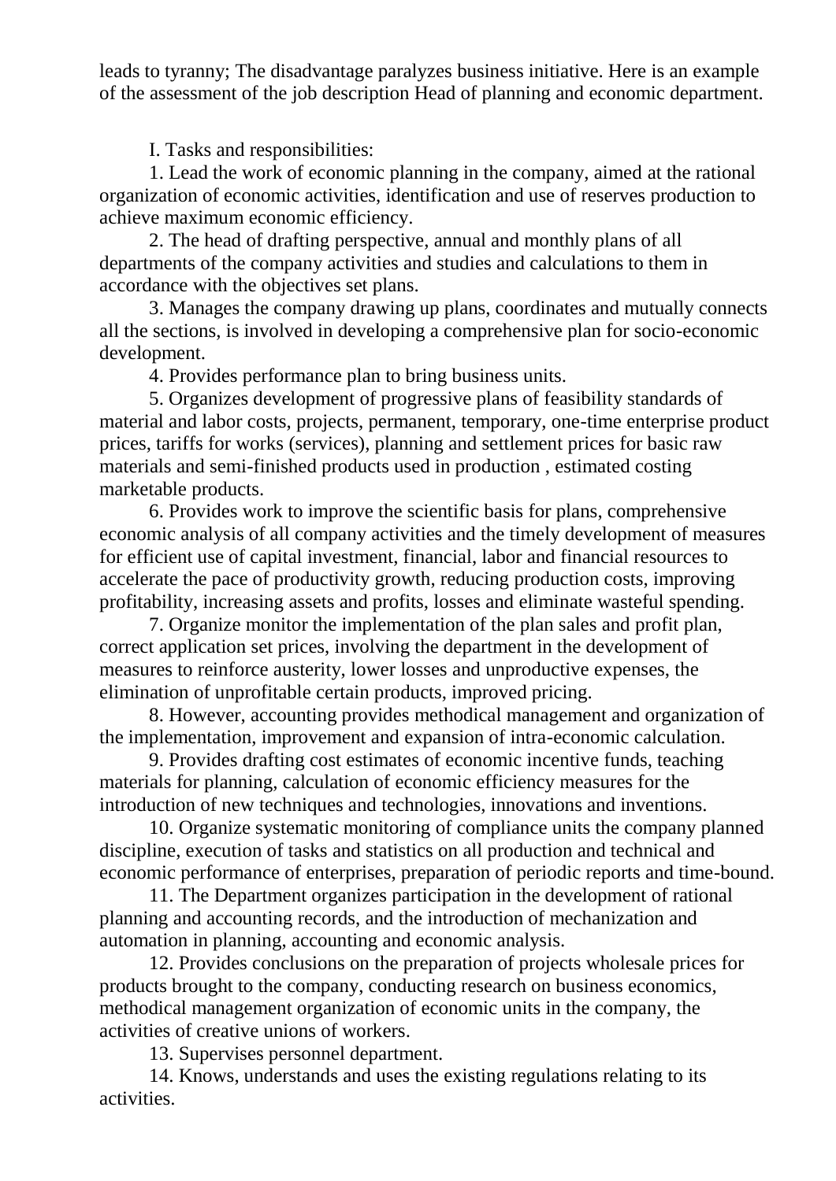leads to tyranny; The disadvantage paralyzes business initiative. Here is an example of the assessment of the job description Head of planning and economic department.

I. Tasks and responsibilities:

1. Lead the work of economic planning in the company, aimed at the rational organization of economic activities, identification and use of reserves production to achieve maximum economic efficiency.

2. The head of drafting perspective, annual and monthly plans of all departments of the company activities and studies and calculations to them in accordance with the objectives set plans.

3. Manages the company drawing up plans, coordinates and mutually connects all the sections, is involved in developing a comprehensive plan for socio-economic development.

4. Provides performance plan to bring business units.

5. Organizes development of progressive plans of feasibility standards of material and labor costs, projects, permanent, temporary, one-time enterprise product prices, tariffs for works (services), planning and settlement prices for basic raw materials and semi-finished products used in production , estimated costing marketable products.

6. Provides work to improve the scientific basis for plans, comprehensive economic analysis of all company activities and the timely development of measures for efficient use of capital investment, financial, labor and financial resources to accelerate the pace of productivity growth, reducing production costs, improving profitability, increasing assets and profits, losses and eliminate wasteful spending.

7. Organize monitor the implementation of the plan sales and profit plan, correct application set prices, involving the department in the development of measures to reinforce austerity, lower losses and unproductive expenses, the elimination of unprofitable certain products, improved pricing.

8. However, accounting provides methodical management and organization of the implementation, improvement and expansion of intra-economic calculation.

9. Provides drafting cost estimates of economic incentive funds, teaching materials for planning, calculation of economic efficiency measures for the introduction of new techniques and technologies, innovations and inventions.

10. Organize systematic monitoring of compliance units the company planned discipline, execution of tasks and statistics on all production and technical and economic performance of enterprises, preparation of periodic reports and time-bound.

11. The Department organizes participation in the development of rational planning and accounting records, and the introduction of mechanization and automation in planning, accounting and economic analysis.

12. Provides conclusions on the preparation of projects wholesale prices for products brought to the company, conducting research on business economics, methodical management organization of economic units in the company, the activities of creative unions of workers.

13. Supervises personnel department.

14. Knows, understands and uses the existing regulations relating to its activities.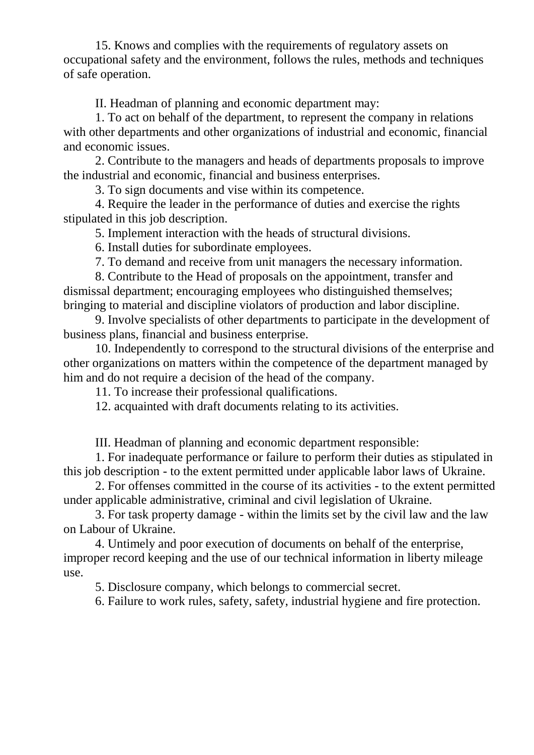15. Knows and complies with the requirements of regulatory assets on occupational safety and the environment, follows the rules, methods and techniques of safe operation.

II. Headman of planning and economic department may:

1. To act on behalf of the department, to represent the company in relations with other departments and other organizations of industrial and economic, financial and economic issues.

2. Contribute to the managers and heads of departments proposals to improve the industrial and economic, financial and business enterprises.

3. To sign documents and vise within its competence.

4. Require the leader in the performance of duties and exercise the rights stipulated in this job description.

5. Implement interaction with the heads of structural divisions.

6. Install duties for subordinate employees.

7. To demand and receive from unit managers the necessary information.

8. Contribute to the Head of proposals on the appointment, transfer and dismissal department; encouraging employees who distinguished themselves; bringing to material and discipline violators of production and labor discipline.

9. Involve specialists of other departments to participate in the development of business plans, financial and business enterprise.

10. Independently to correspond to the structural divisions of the enterprise and other organizations on matters within the competence of the department managed by him and do not require a decision of the head of the company.

11. To increase their professional qualifications.

12. acquainted with draft documents relating to its activities.

III. Headman of planning and economic department responsible:

1. For inadequate performance or failure to perform their duties as stipulated in this job description - to the extent permitted under applicable labor laws of Ukraine.

2. For offenses committed in the course of its activities - to the extent permitted under applicable administrative, criminal and civil legislation of Ukraine.

3. For task property damage - within the limits set by the civil law and the law on Labour of Ukraine.

4. Untimely and poor execution of documents on behalf of the enterprise, improper record keeping and the use of our technical information in liberty mileage use.

5. Disclosure company, which belongs to commercial secret.

6. Failure to work rules, safety, safety, industrial hygiene and fire protection.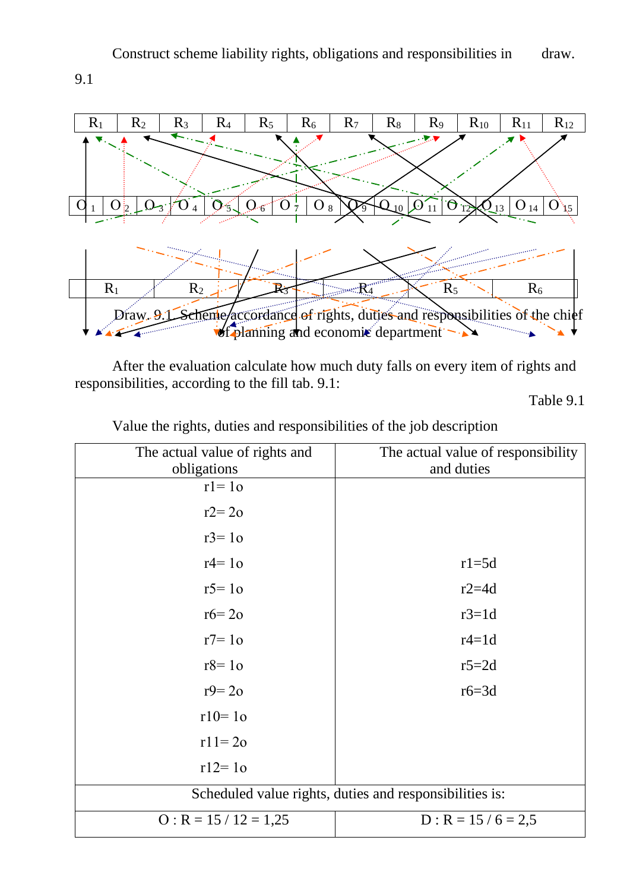Construct scheme liability rights, obligations and responsibilities in draw. 9.1

| $R_1$ | $R_2$ | $R_3$ | $R_4$ | $R_5$ | $R_6$ | $R_7$ | $R_8$ | $R_9$ | $R_{10}$ | $R_{11}$ | $R_{12}$ |
|---|---|---|---|---|---|---|---|---|---|---|---|

| $O_1$ | $O_2$ | $O_3$ | $O_4$ | $O_5$ | $O_6$ | $O_7$ | $O_8$ | $O_9$ | $O_{10}$ | $O_{11}$ | $O_{12}$ | $O_{13}$ | $O_{14}$ | $O_{15}$ |
|---|---|---|---|---|---|---|---|---|---|---|---|---|---|---|

| $R_1$ | $R_2$ | $R_3$ | $R_4$ | $R_5$ | $R_6$ |
|---|---|---|---|---|---|

Draw. 9.1. Scheme accordance of rights, duties and responsibilities of the chief of planning and economic department

After the evaluation calculate how much duty falls on every item of rights and responsibilities, according to the fill tab. 9.1:

Table 9.1

Value the rights, duties and responsibilities of the job description

| The actual value of rights and obligations | The actual value of responsibility and duties |
|---|---|
| r1= 1o | |
| r2= 2o | |
| r3= 1o | |
| r4= 1o | r1=5d |
| r5= 1o | r2=4d |
| r6= 2o | r3=1d |
| r7= 1o | r4=1d |
| r8= 1o | r5=2d |
| r9= 2o | r6=3d |
| r10= 1o | |
| r11= 2o | |
| r12= 1o | |
| Scheduled value rights, duties and responsibilities is: | |
| O : R = 15 / 12 = 1,25 | D : R = 15 / 6 = 2,5 |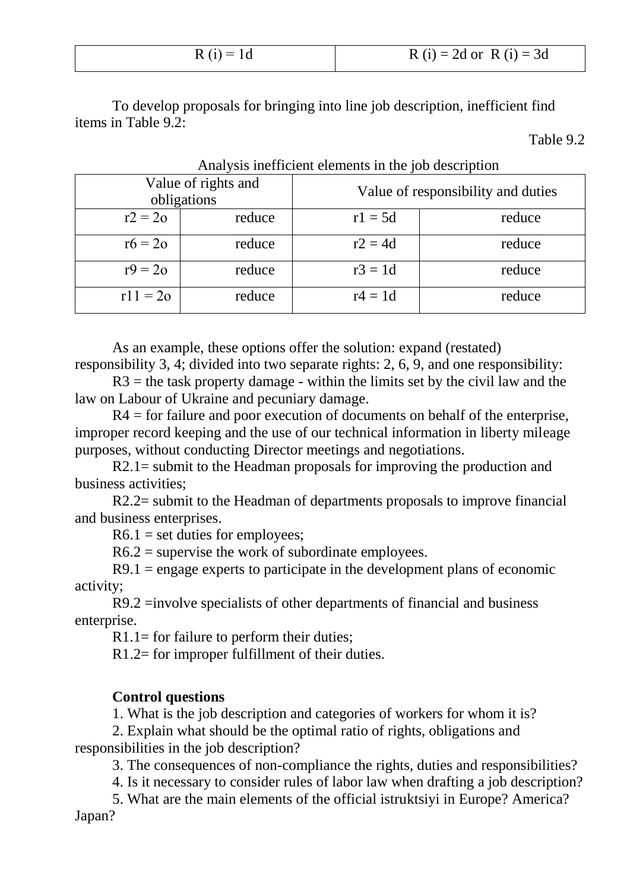| R (i) = 1d | R (i) = 2d or R (i) = 3d |
|---|---|

To develop proposals for bringing into line job description, inefficient find items in Table 9.2:

Table 9.2

Analysis inefficient elements in the job description

| Value of rights and obligations | | Value of responsibility and duties | |
|---|---|---|---|
| r2 = 2o | reduce | r1 = 5d | reduce |
| r6 = 2o | reduce | r2 = 4d | reduce |
| r9 = 2o | reduce | r3 = 1d | reduce |
| r11 = 2o | reduce | r4 = 1d | reduce |

As an example, these options offer the solution: expand (restated) responsibility 3, 4; divided into two separate rights: 2, 6, 9, and one responsibility:

R3 = the task property damage - within the limits set by the civil law and the law on Labour of Ukraine and pecuniary damage.

R4 = for failure and poor execution of documents on behalf of the enterprise, improper record keeping and the use of our technical information in liberty mileage purposes, without conducting Director meetings and negotiations.

R2.1= submit to the Headman proposals for improving the production and business activities;

R2.2= submit to the Headman of departments proposals to improve financial and business enterprises.

R6.1 = set duties for employees;

R6.2 = supervise the work of subordinate employees.

R9.1 = engage experts to participate in the development plans of economic activity;

R9.2 =involve specialists of other departments of financial and business enterprise.

R1.1= for failure to perform their duties;

R1.2= for improper fulfillment of their duties.

**Control questions**

1. What is the job description and categories of workers for whom it is?
2. Explain what should be the optimal ratio of rights, obligations and responsibilities in the job description?
3. The consequences of non-compliance the rights, duties and responsibilities?
4. Is it necessary to consider rules of labor law when drafting a job description?
5. What are the main elements of the official istruktsiyi in Europe? America? Japan?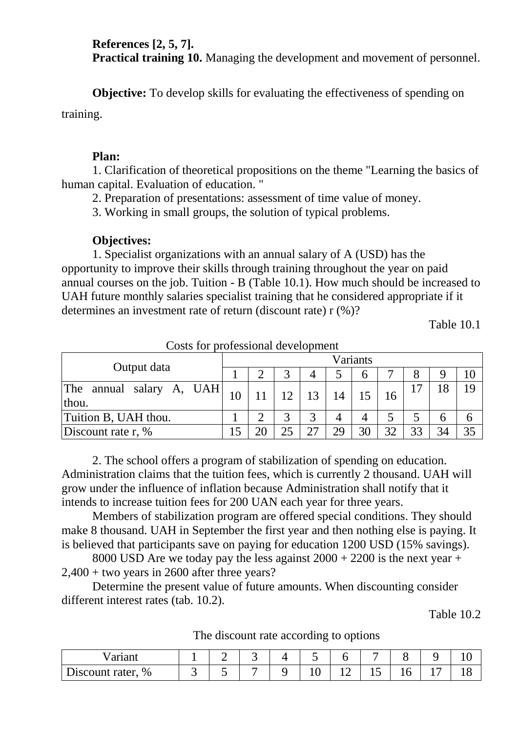**References [2, 5, 7].**

**Practical training 10.** Managing the development and movement of personnel.

**Objective:** To develop skills for evaluating the effectiveness of spending on training.

**Plan:**

1. Clarification of theoretical propositions on the theme "Learning the basics of human capital. Evaluation of education. "
2. Preparation of presentations: assessment of time value of money.
3. Working in small groups, the solution of typical problems.

**Objectives:**

1. Specialist organizations with an annual salary of A (USD) has the opportunity to improve their skills through training throughout the year on paid annual courses on the job. Tuition - B (Table 10.1). How much should be increased to UAH future monthly salaries specialist training that he considered appropriate if it determines an investment rate of return (discount rate) r (%)?

Table 10.1

Costs for professional development

| Output data | Variants | | | | | | | | | |
|---|---|---|---|---|---|---|---|---|---|---|
| | 1 | 2 | 3 | 4 | 5 | 6 | 7 | 8 | 9 | 10 |
| The annual salary A, UAH thou. | 10 | 11 | 12 | 13 | 14 | 15 | 16 | 17 | 18 | 19 |
| Tuition B, UAH thou. | 1 | 2 | 3 | 3 | 4 | 4 | 5 | 5 | 6 | 6 |
| Discount rate r, % | 15 | 20 | 25 | 27 | 29 | 30 | 32 | 33 | 34 | 35 |

2. The school offers a program of stabilization of spending on education. Administration claims that the tuition fees, which is currently 2 thousand. UAH will grow under the influence of inflation because Administration shall notify that it intends to increase tuition fees for 200 UAN each year for three years.

Members of stabilization program are offered special conditions. They should make 8 thousand. UAH in September the first year and then nothing else is paying. It is believed that participants save on paying for education 1200 USD (15% savings).

8000 USD Are we today pay the less against 2000 + 2200 is the next year + 2,400 + two years in 2600 after three years?

Determine the present value of future amounts. When discounting consider different interest rates (tab. 10.2).

Table 10.2

The discount rate according to options

| Variant | 1 | 2 | 3 | 4 | 5 | 6 | 7 | 8 | 9 | 10 |
|---|---|---|---|---|---|---|---|---|---|---|
| Discount rater, % | 3 | 5 | 7 | 9 | 10 | 12 | 15 | 16 | 17 | 18 |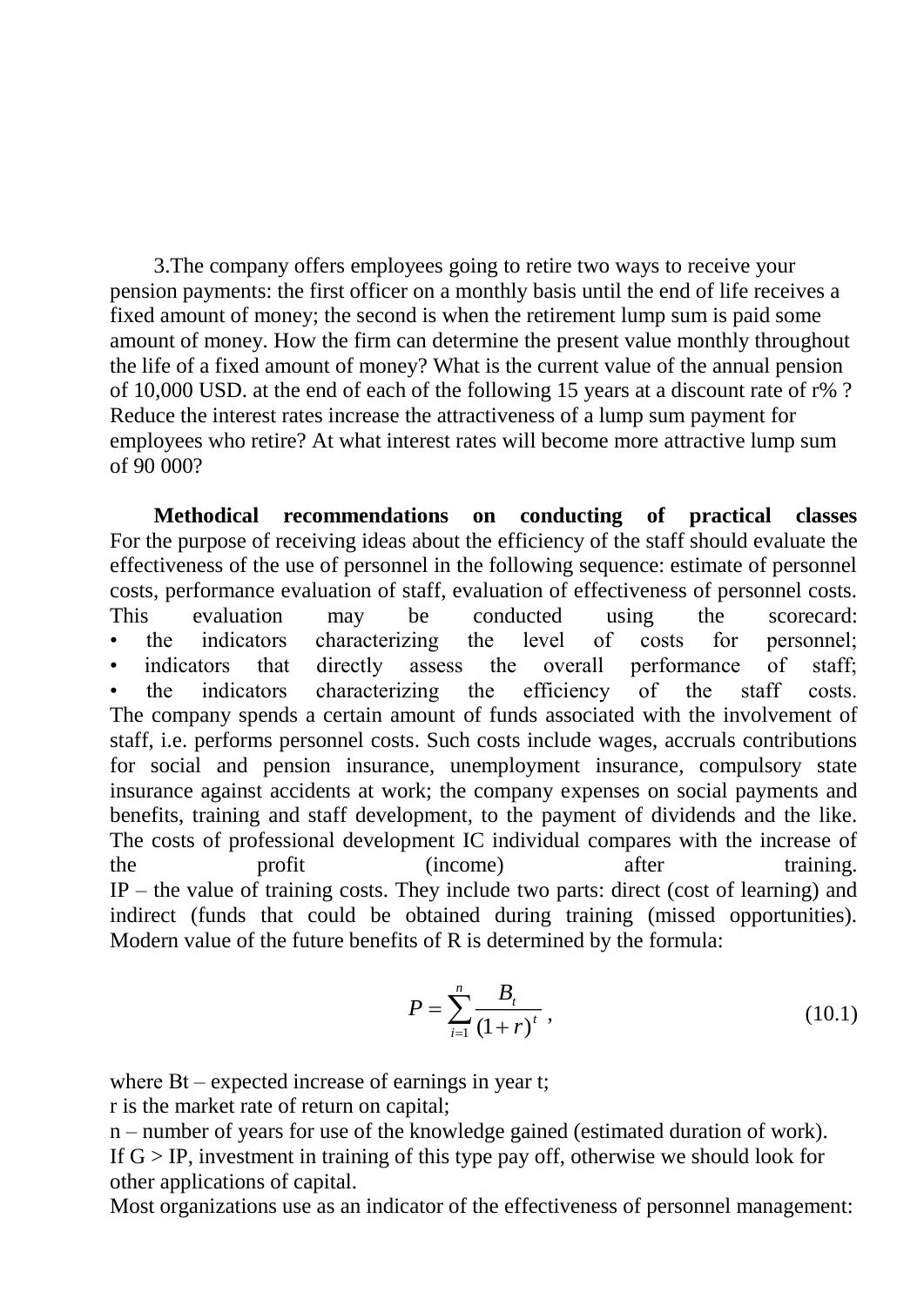3.The company offers employees going to retire two ways to receive your pension payments: the first officer on a monthly basis until the end of life receives a fixed amount of money; the second is when the retirement lump sum is paid some amount of money. How the firm can determine the present value monthly throughout the life of a fixed amount of money? What is the current value of the annual pension of 10,000 USD. at the end of each of the following 15 years at a discount rate of r% ? Reduce the interest rates increase the attractiveness of a lump sum payment for employees who retire? At what interest rates will become more attractive lump sum of 90 000?

**Methodical recommendations on conducting of practical classes**
For the purpose of receiving ideas about the efficiency of the staff should evaluate the effectiveness of the use of personnel in the following sequence: estimate of personnel costs, performance evaluation of staff, evaluation of effectiveness of personnel costs. This evaluation may be conducted using the scorecard:

- the indicators characterizing the level of costs for personnel;
- indicators that directly assess the overall performance of staff;
- the indicators characterizing the efficiency of the staff costs.

The company spends a certain amount of funds associated with the involvement of staff, i.e. performs personnel costs. Such costs include wages, accruals contributions for social and pension insurance, unemployment insurance, compulsory state insurance against accidents at work; the company expenses on social payments and benefits, training and staff development, to the payment of dividends and the like.
The costs of professional development IC individual compares with the increase of the profit (income) after training.
IP – the value of training costs. They include two parts: direct (cost of learning) and indirect (funds that could be obtained during training (missed opportunities).
Modern value of the future benefits of R is determined by the formula:

$$P = \sum_{i=1}^{n} \frac{B_t}{(1+r)^t}, \tag{10.1}$$

where Bt – expected increase of earnings in year t;
r is the market rate of return on capital;
n – number of years for use of the knowledge gained (estimated duration of work).
If G > IP, investment in training of this type pay off, otherwise we should look for other applications of capital.
Most organizations use as an indicator of the effectiveness of personnel management: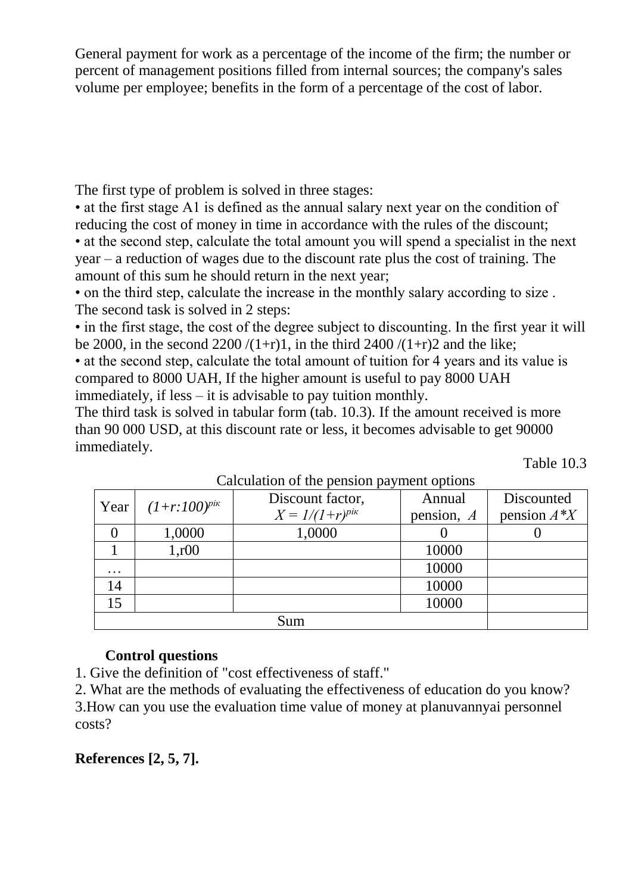General payment for work as a percentage of the income of the firm; the number or percent of management positions filled from internal sources; the company's sales volume per employee; benefits in the form of a percentage of the cost of labor.

The first type of problem is solved in three stages:

- at the first stage A1 is defined as the annual salary next year on the condition of reducing the cost of money in time in accordance with the rules of the discount;
- at the second step, calculate the total amount you will spend a specialist in the next year – a reduction of wages due to the discount rate plus the cost of training. The amount of this sum he should return in the next year;
- on the third step, calculate the increase in the monthly salary according to size .

The second task is solved in 2 steps:

- in the first stage, the cost of the degree subject to discounting. In the first year it will be 2000, in the second 2200 /(1+r)1, in the third 2400 /(1+r)2 and the like;
- at the second step, calculate the total amount of tuition for 4 years and its value is compared to 8000 UAH, If the higher amount is useful to pay 8000 UAH immediately, if less – it is advisable to pay tuition monthly.

The third task is solved in tabular form (tab. 10.3). If the amount received is more than 90 000 USD, at this discount rate or less, it becomes advisable to get 90000 immediately.

Table 10.3

Calculation of the pension payment options

| Year | $(1+r:100)^{рік}$ | Discount factor, $X = 1/(1+r)^{рік}$ | Annual pension, $A$ | Discounted pension $A*X$ |
|---|---|---|---|---|
| 0 | 1,0000 | 1,0000 | 0 | 0 |
| 1 | 1,r00 | | 10000 | |
| … | | | 10000 | |
| 14 | | | 10000 | |
| 15 | | | 10000 | |
| Sum | | | | |

**Control questions**

1. Give the definition of "cost effectiveness of staff."
2. What are the methods of evaluating the effectiveness of education do you know?
3. How can you use the evaluation time value of money at planuvannyai personnel costs?

**References [2, 5, 7].**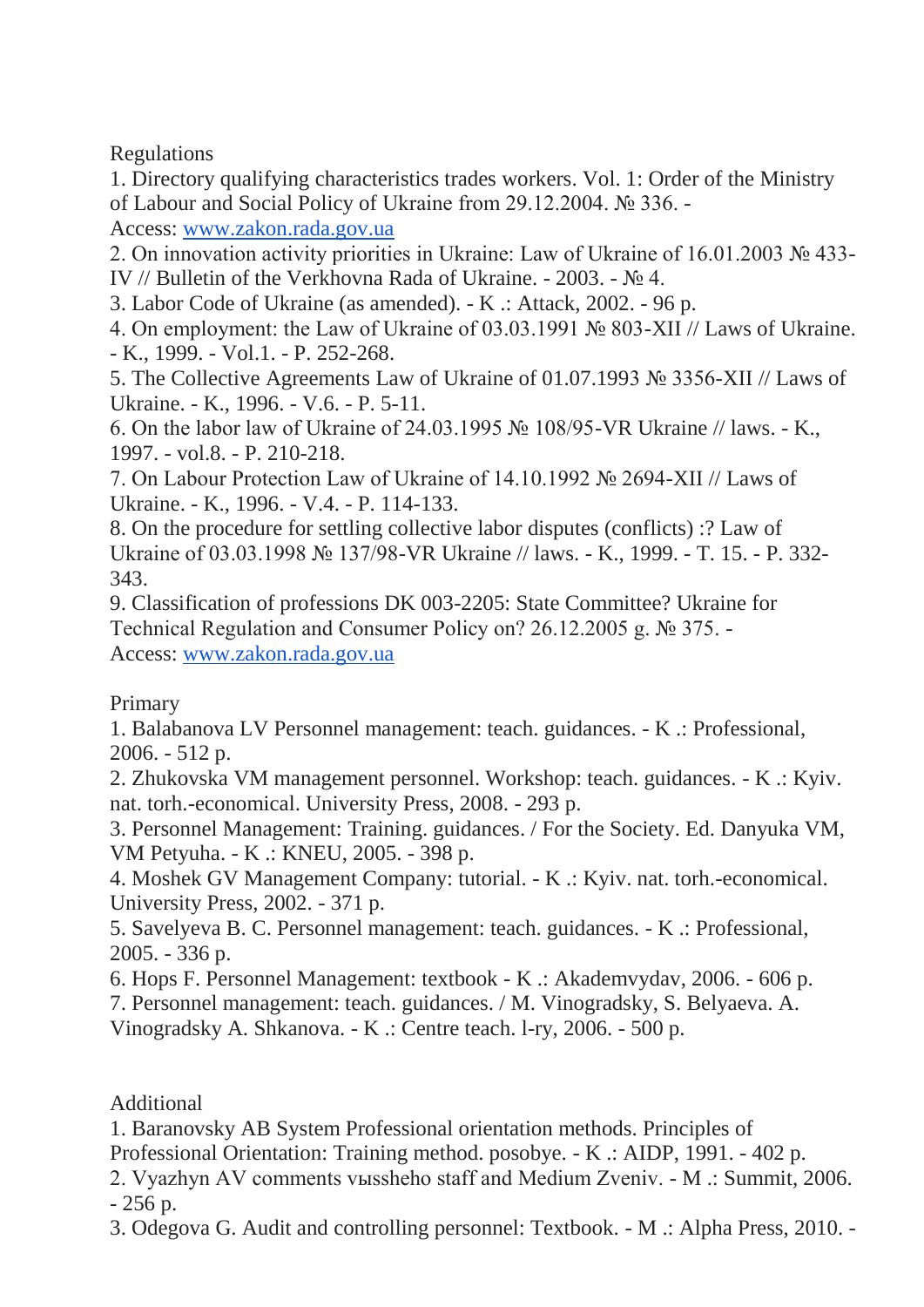Regulations

1. Directory qualifying characteristics trades workers. Vol. 1: Order of the Ministry of Labour and Social Policy of Ukraine from 29.12.2004. № 336. - Access: www.zakon.rada.gov.ua
2. On innovation activity priorities in Ukraine: Law of Ukraine of 16.01.2003 № 433-IV // Bulletin of the Verkhovna Rada of Ukraine. - 2003. - № 4.
3. Labor Code of Ukraine (as amended). - K .: Attack, 2002. - 96 p.
4. On employment: the Law of Ukraine of 03.03.1991 № 803-XII // Laws of Ukraine. - K., 1999. - Vol.1. - P. 252-268.
5. The Collective Agreements Law of Ukraine of 01.07.1993 № 3356-XII // Laws of Ukraine. - K., 1996. - V.6. - P. 5-11.
6. On the labor law of Ukraine of 24.03.1995 № 108/95-VR Ukraine // laws. - K., 1997. - vol.8. - P. 210-218.
7. On Labour Protection Law of Ukraine of 14.10.1992 № 2694-XII // Laws of Ukraine. - K., 1996. - V.4. - P. 114-133.
8. On the procedure for settling collective labor disputes (conflicts) :? Law of Ukraine of 03.03.1998 № 137/98-VR Ukraine // laws. - K., 1999. - T. 15. - P. 332-343.
9. Classification of professions DK 003-2205: State Committee? Ukraine for Technical Regulation and Consumer Policy on? 26.12.2005 g. № 375. - Access: www.zakon.rada.gov.ua

Primary

1. Balabanova LV Personnel management: teach. guidances. - K .: Professional, 2006. - 512 p.
2. Zhukovska VM management personnel. Workshop: teach. guidances. - K .: Kyiv. nat. torh.-economical. University Press, 2008. - 293 p.
3. Personnel Management: Training. guidances. / For the Society. Ed. Danyuka VM, VM Petyuha. - K .: KNEU, 2005. - 398 p.
4. Moshek GV Management Company: tutorial. - K .: Kyiv. nat. torh.-economical. University Press, 2002. - 371 p.
5. Savelyeva B. C. Personnel management: teach. guidances. - K .: Professional, 2005. - 336 p.
6. Hops F. Personnel Management: textbook - K .: Akademvydav, 2006. - 606 p.
7. Personnel management: teach. guidances. / M. Vinogradsky, S. Belyaeva. A. Vinogradsky A. Shkanova. - K .: Centre teach. l-ry, 2006. - 500 p.

Additional

1. Baranovsky AB System Professional orientation methods. Principles of Professional Orientation: Training method. posobye. - K .: AIDP, 1991. - 402 p.
2. Vyazhyn AV comments vысsheho staff and Medium Zveniv. - M .: Summit, 2006. - 256 p.
3. Odegova G. Audit and controlling personnel: Textbook. - M .: Alpha Press, 2010. -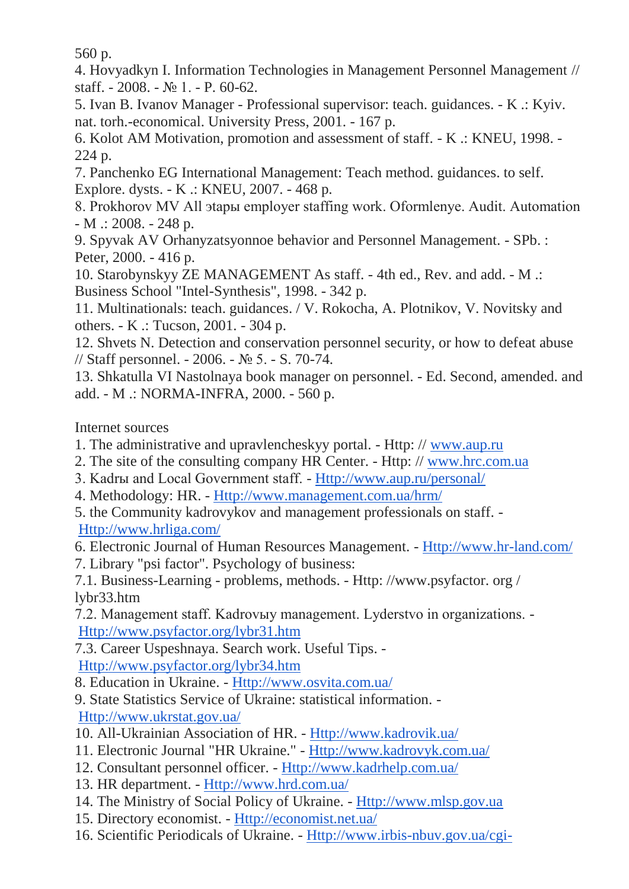560 p.

4. Hovyadkyn I. Information Technologies in Management Personnel Management // staff. - 2008. - № 1. - P. 60-62.
5. Ivan B. Ivanov Manager - Professional supervisor: teach. guidances. - K .: Kyiv. nat. torh.-economical. University Press, 2001. - 167 p.
6. Kolot AM Motivation, promotion and assessment of staff. - K .: KNEU, 1998. - 224 p.
7. Panchenko EG International Management: Teach method. guidances. to self. Explore. dysts. - K .: KNEU, 2007. - 468 p.
8. Prokhorov MV All этapы employer staffing work. Oformlenye. Audit. Automation - M .: 2008. - 248 p.
9. Spyvak AV Orhanyzatsyonnoe behavior and Personnel Management. - SPb. : Peter, 2000. - 416 p.
10. Starobynskyy ZE MANAGEMENT As staff. - 4th ed., Rev. and add. - M .: Business School "Intel-Synthesis", 1998. - 342 p.
11. Multinationals: teach. guidances. / V. Rokocha, A. Plotnikov, V. Novitsky and others. - K .: Tucson, 2001. - 304 p.
12. Shvets N. Detection and conservation personnel security, or how to defeat abuse // Staff personnel. - 2006. - № 5. - S. 70-74.
13. Shkatulla VI Nastolnaya book manager on personnel. - Ed. Second, amended. and add. - M .: NORMA-INFRA, 2000. - 560 p.

Internet sources

1. The administrative and upravlencheskyy portal. - Http: // www.aup.ru
2. The site of the consulting company HR Center. - Http: // www.hrc.com.ua
3. Kadrы and Local Government staff. - Http://www.aup.ru/personal/
4. Methodology: HR. - Http://www.management.com.ua/hrm/
5. the Community kadrovykov and management professionals on staff. - Http://www.hrliga.com/
6. Electronic Journal of Human Resources Management. - Http://www.hr-land.com/
7. Library "psi factor". Psychology of business:

7.1. Business-Learning - problems, methods. - Http: //www.psyfactor. org / lybr33.htm

7.2. Management staff. Kadrovыy management. Lyderstvo in organizations. - Http://www.psyfactor.org/lybr31.htm

7.3. Career Uspeshnaya. Search work. Useful Tips. - Http://www.psyfactor.org/lybr34.htm

8. Education in Ukraine. - Http://www.osvita.com.ua/
9. State Statistics Service of Ukraine: statistical information. - Http://www.ukrstat.gov.ua/
10. All-Ukrainian Association of HR. - Http://www.kadrovik.ua/
11. Electronic Journal "HR Ukraine." - Http://www.kadrovyk.com.ua/
12. Consultant personnel officer. - Http://www.kadrhelp.com.ua/
13. HR department. - Http://www.hrd.com.ua/
14. The Ministry of Social Policy of Ukraine. - Http://www.mlsp.gov.ua
15. Directory economist. - Http://economist.net.ua/
16. Scientific Periodicals of Ukraine. - Http://www.irbis-nbuv.gov.ua/cgi-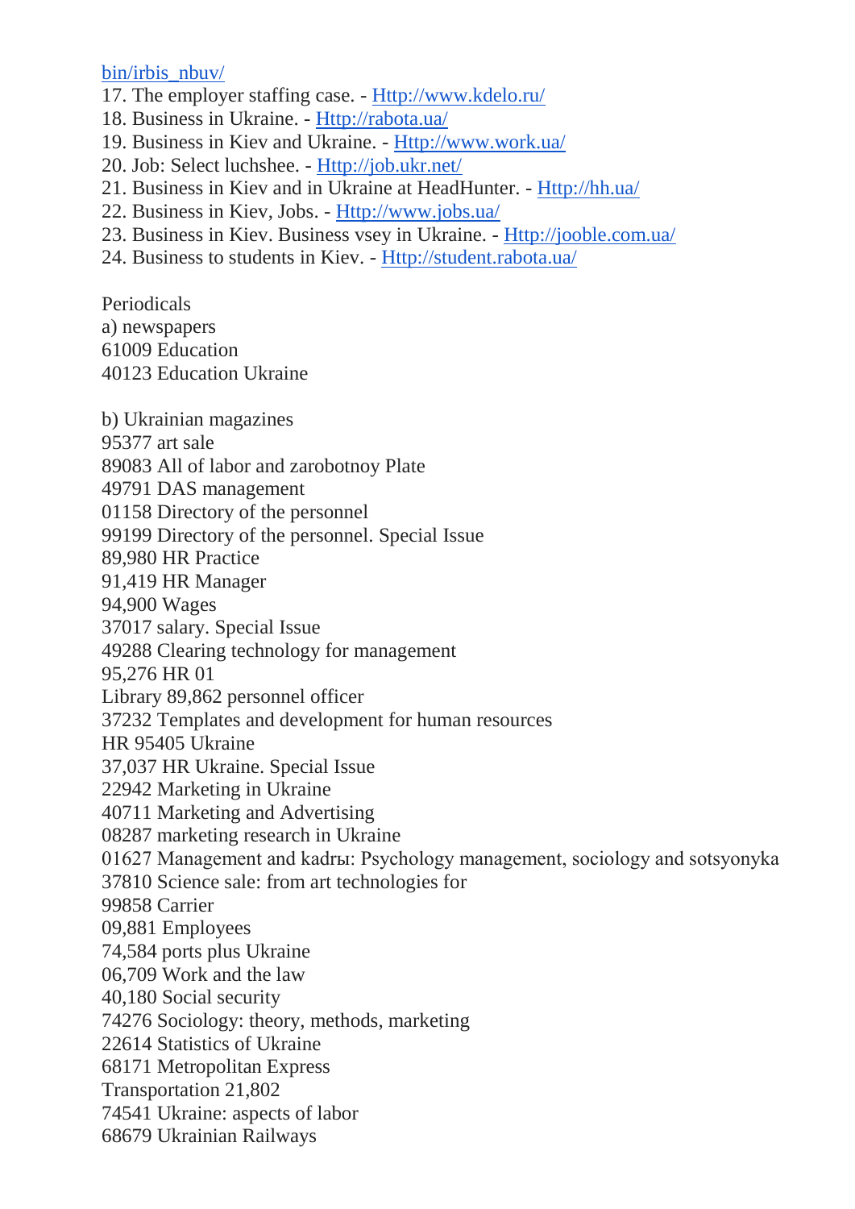bin/irbis_nbuv/

17. The employer staffing case. - Http://www.kdelo.ru/
18. Business in Ukraine. - Http://rabota.ua/
19. Business in Kiev and Ukraine. - Http://www.work.ua/
20. Job: Select luchshee. - Http://job.ukr.net/
21. Business in Kiev and in Ukraine at HeadHunter. - Http://hh.ua/
22. Business in Kiev, Jobs. - Http://www.jobs.ua/
23. Business in Kiev. Business vsey in Ukraine. - Http://jooble.com.ua/
24. Business to students in Kiev. - Http://student.rabota.ua/

Periodicals

a) newspapers

61009 Education
40123 Education Ukraine

b) Ukrainian magazines

95377 art sale
89083 All of labor and zarobotnoy Plate
49791 DAS management
01158 Directory of the personnel
99199 Directory of the personnel. Special Issue
89,980 HR Practice
91,419 HR Manager
94,900 Wages
37017 salary. Special Issue
49288 Clearing technology for management
95,276 HR 01
Library 89,862 personnel officer
37232 Templates and development for human resources
HR 95405 Ukraine
37,037 HR Ukraine. Special Issue
22942 Marketing in Ukraine
40711 Marketing and Advertising
08287 marketing research in Ukraine
01627 Management and kadrы: Psychology management, sociology and sotsyonyka
37810 Science sale: from art technologies for
99858 Carrier
09,881 Employees
74,584 ports plus Ukraine
06,709 Work and the law
40,180 Social security
74276 Sociology: theory, methods, marketing
22614 Statistics of Ukraine
68171 Metropolitan Express
Transportation 21,802
74541 Ukraine: aspects of labor
68679 Ukrainian Railways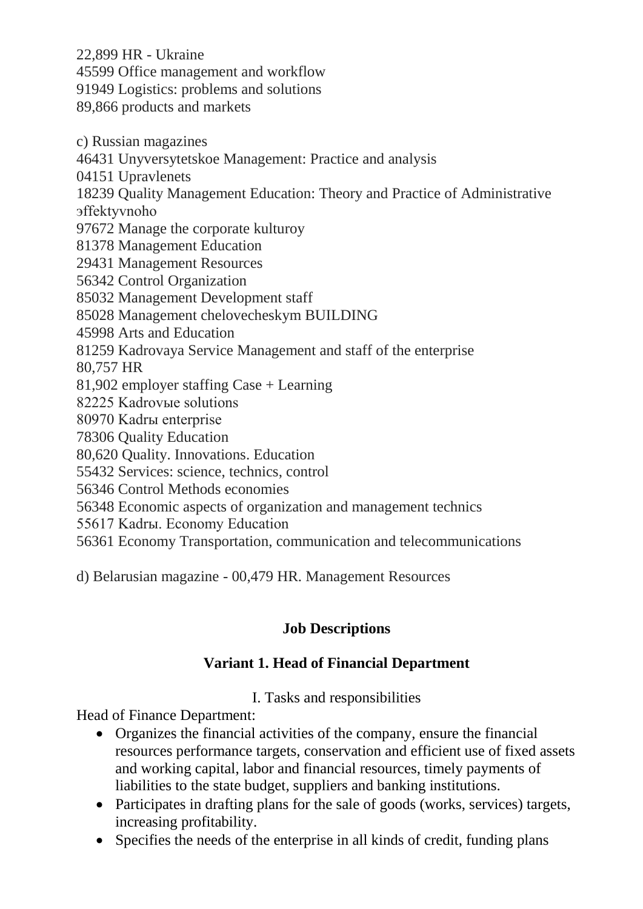22,899 HR - Ukraine
45599 Office management and workflow
91949 Logistics: problems and solutions
89,866 products and markets

c) Russian magazines
46431 Unyversytetskoe Management: Practice and analysis
04151 Upravlenets
18239 Quality Management Education: Theory and Practice of Administrative эffektyvnoho
97672 Manage the corporate kulturoy
81378 Management Education
29431 Management Resources
56342 Control Organization
85032 Management Development staff
85028 Management chelovecheskym BUILDING
45998 Arts and Education
81259 Kadrovaya Service Management and staff of the enterprise
80,757 HR
81,902 employer staffing Case + Learning
82225 Kadrovыe solutions
80970 Kadrы enterprise
78306 Quality Education
80,620 Quality. Innovations. Education
55432 Services: science, technics, control
56346 Control Methods economies
56348 Economic aspects of organization and management technics
55617 Kadrы. Economy Education
56361 Economy Transportation, communication and telecommunications

d) Belarusian magazine - 00,479 HR. Management Resources

## Job Descriptions

### Variant 1. Head of Financial Department

I. Tasks and responsibilities

Head of Finance Department:

- Organizes the financial activities of the company, ensure the financial resources performance targets, conservation and efficient use of fixed assets and working capital, labor and financial resources, timely payments of liabilities to the state budget, suppliers and banking institutions.
- Participates in drafting plans for the sale of goods (works, services) targets, increasing profitability.
- Specifies the needs of the enterprise in all kinds of credit, funding plans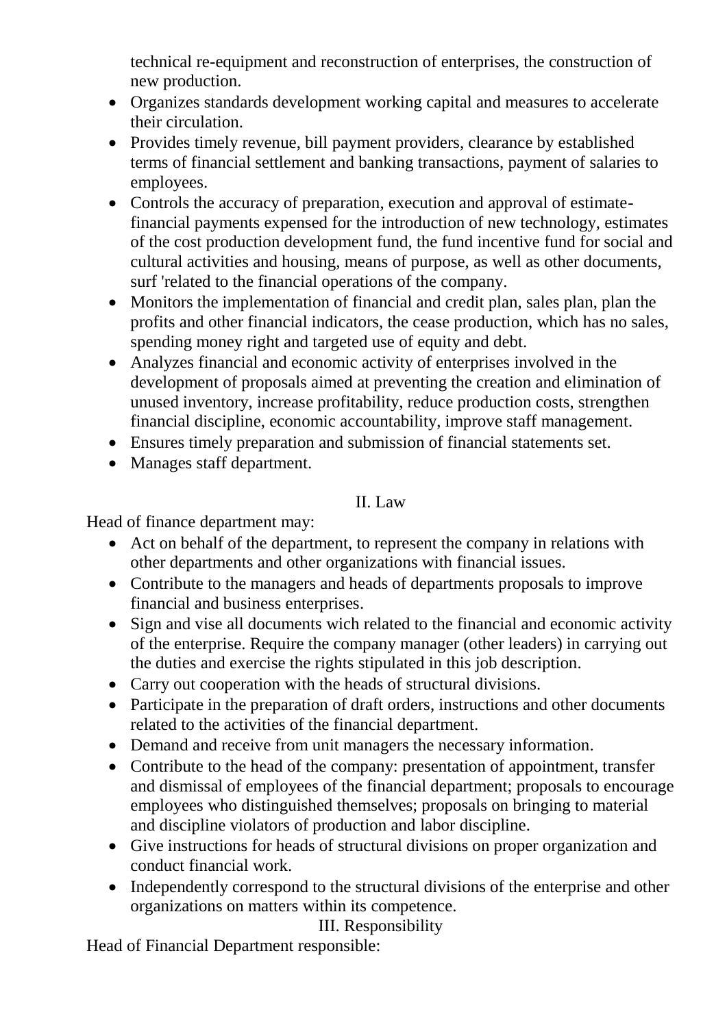technical re-equipment and reconstruction of enterprises, the construction of new production.

- Organizes standards development working capital and measures to accelerate their circulation.
- Provides timely revenue, bill payment providers, clearance by established terms of financial settlement and banking transactions, payment of salaries to employees.
- Controls the accuracy of preparation, execution and approval of estimate-financial payments expensed for the introduction of new technology, estimates of the cost production development fund, the fund incentive fund for social and cultural activities and housing, means of purpose, as well as other documents, surf 'related to the financial operations of the company.
- Monitors the implementation of financial and credit plan, sales plan, plan the profits and other financial indicators, the cease production, which has no sales, spending money right and targeted use of equity and debt.
- Analyzes financial and economic activity of enterprises involved in the development of proposals aimed at preventing the creation and elimination of unused inventory, increase profitability, reduce production costs, strengthen financial discipline, economic accountability, improve staff management.
- Ensures timely preparation and submission of financial statements set.
- Manages staff department.

## II. Law

Head of finance department may:

- Act on behalf of the department, to represent the company in relations with other departments and other organizations with financial issues.
- Contribute to the managers and heads of departments proposals to improve financial and business enterprises.
- Sign and vise all documents wich related to the financial and economic activity of the enterprise. Require the company manager (other leaders) in carrying out the duties and exercise the rights stipulated in this job description.
- Carry out cooperation with the heads of structural divisions.
- Participate in the preparation of draft orders, instructions and other documents related to the activities of the financial department.
- Demand and receive from unit managers the necessary information.
- Contribute to the head of the company: presentation of appointment, transfer and dismissal of employees of the financial department; proposals to encourage employees who distinguished themselves; proposals on bringing to material and discipline violators of production and labor discipline.
- Give instructions for heads of structural divisions on proper organization and conduct financial work.
- Independently correspond to the structural divisions of the enterprise and other organizations on matters within its competence.

## III. Responsibility

Head of Financial Department responsible: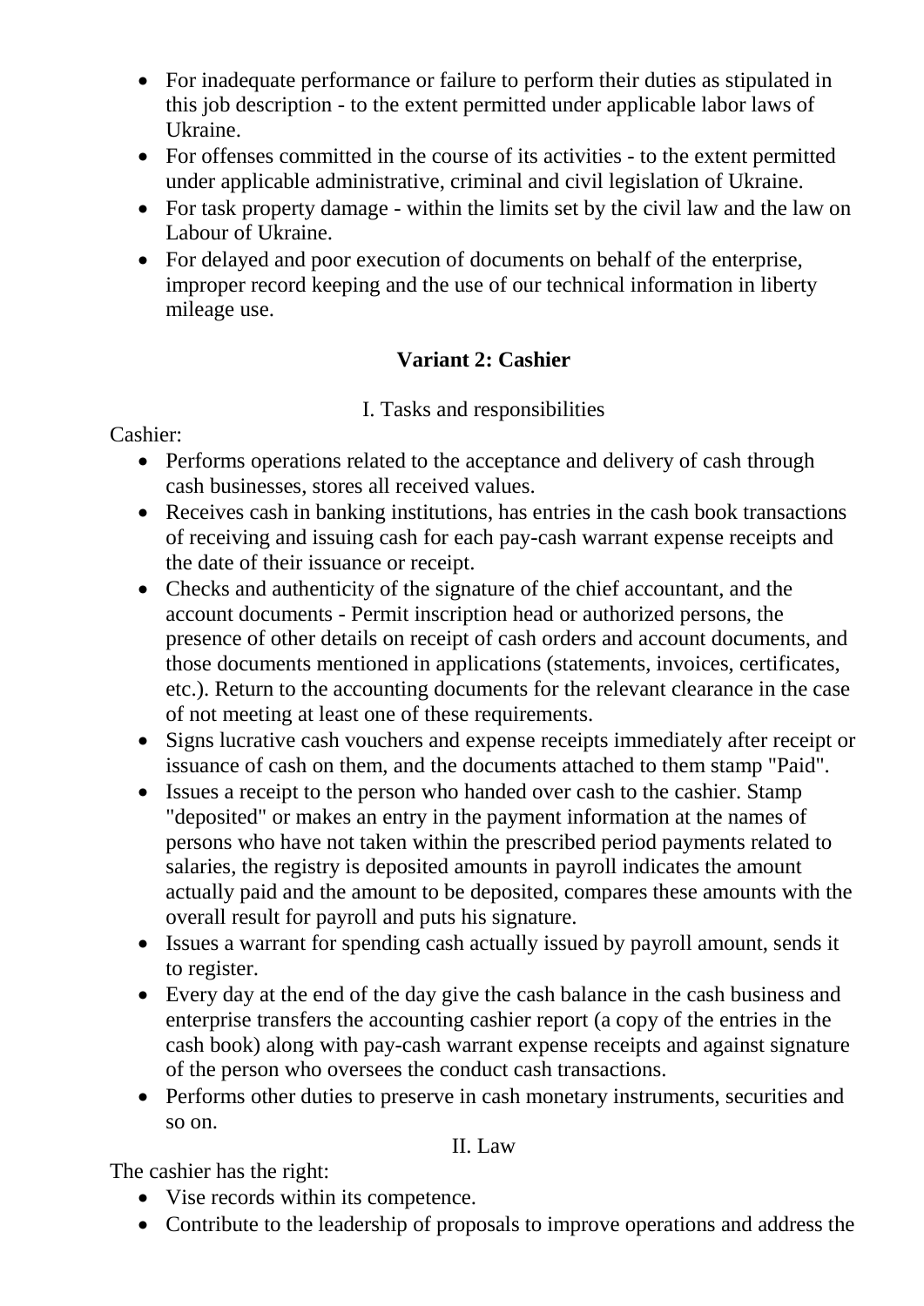- For inadequate performance or failure to perform their duties as stipulated in this job description - to the extent permitted under applicable labor laws of Ukraine.
- For offenses committed in the course of its activities - to the extent permitted under applicable administrative, criminal and civil legislation of Ukraine.
- For task property damage - within the limits set by the civil law and the law on Labour of Ukraine.
- For delayed and poor execution of documents on behalf of the enterprise, improper record keeping and the use of our technical information in liberty mileage use.

## Variant 2: Cashier

I. Tasks and responsibilities

Cashier:

- Performs operations related to the acceptance and delivery of cash through cash businesses, stores all received values.
- Receives cash in banking institutions, has entries in the cash book transactions of receiving and issuing cash for each pay-cash warrant expense receipts and the date of their issuance or receipt.
- Checks and authenticity of the signature of the chief accountant, and the account documents - Permit inscription head or authorized persons, the presence of other details on receipt of cash orders and account documents, and those documents mentioned in applications (statements, invoices, certificates, etc.). Return to the accounting documents for the relevant clearance in the case of not meeting at least one of these requirements.
- Signs lucrative cash vouchers and expense receipts immediately after receipt or issuance of cash on them, and the documents attached to them stamp "Paid".
- Issues a receipt to the person who handed over cash to the cashier. Stamp "deposited" or makes an entry in the payment information at the names of persons who have not taken within the prescribed period payments related to salaries, the registry is deposited amounts in payroll indicates the amount actually paid and the amount to be deposited, compares these amounts with the overall result for payroll and puts his signature.
- Issues a warrant for spending cash actually issued by payroll amount, sends it to register.
- Every day at the end of the day give the cash balance in the cash business and enterprise transfers the accounting cashier report (a copy of the entries in the cash book) along with pay-cash warrant expense receipts and against signature of the person who oversees the conduct cash transactions.
- Performs other duties to preserve in cash monetary instruments, securities and so on.

II. Law

The cashier has the right:

- Vise records within its competence.
- Contribute to the leadership of proposals to improve operations and address the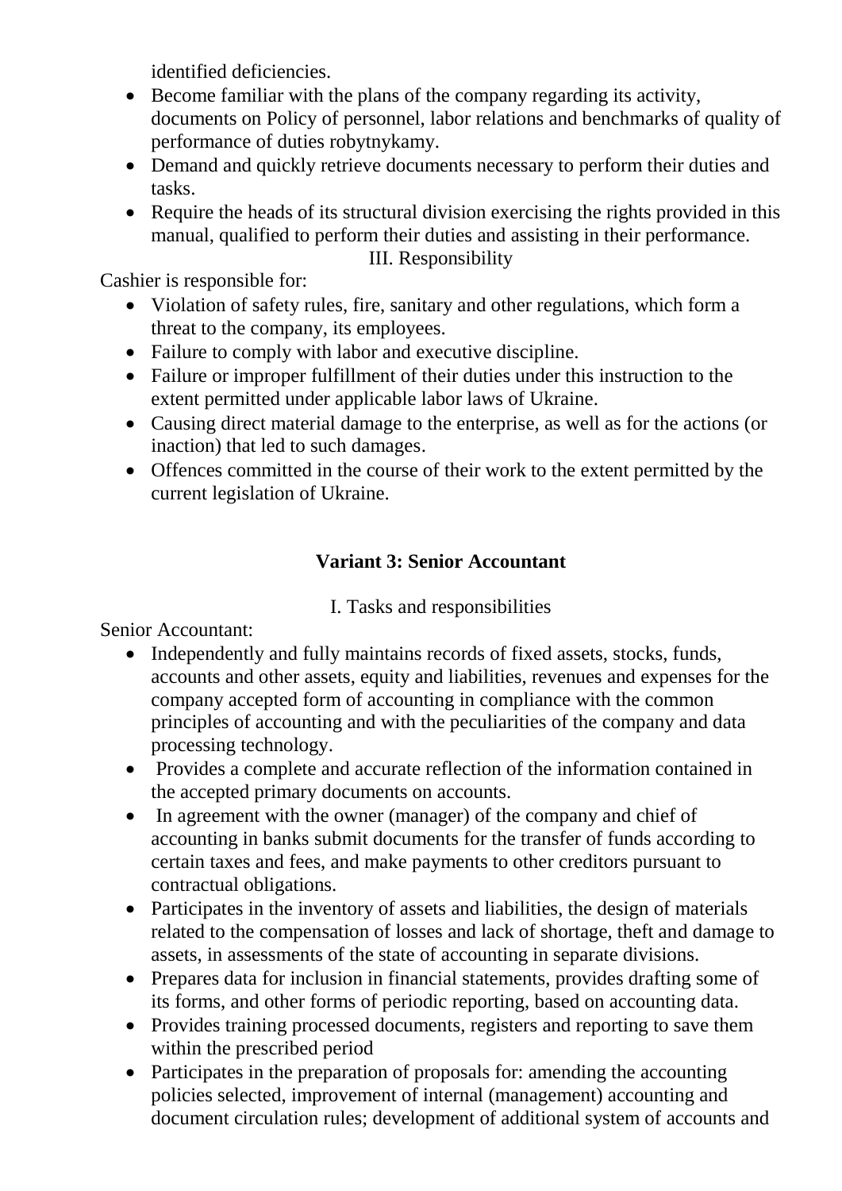identified deficiencies.

- Become familiar with the plans of the company regarding its activity, documents on Policy of personnel, labor relations and benchmarks of quality of performance of duties robytnykamy.
- Demand and quickly retrieve documents necessary to perform their duties and tasks.
- Require the heads of its structural division exercising the rights provided in this manual, qualified to perform their duties and assisting in their performance.

III. Responsibility

Cashier is responsible for:

- Violation of safety rules, fire, sanitary and other regulations, which form a threat to the company, its employees.
- Failure to comply with labor and executive discipline.
- Failure or improper fulfillment of their duties under this instruction to the extent permitted under applicable labor laws of Ukraine.
- Causing direct material damage to the enterprise, as well as for the actions (or inaction) that led to such damages.
- Offences committed in the course of their work to the extent permitted by the current legislation of Ukraine.

## Variant 3: Senior Accountant

I. Tasks and responsibilities

Senior Accountant:

- Independently and fully maintains records of fixed assets, stocks, funds, accounts and other assets, equity and liabilities, revenues and expenses for the company accepted form of accounting in compliance with the common principles of accounting and with the peculiarities of the company and data processing technology.
- Provides a complete and accurate reflection of the information contained in the accepted primary documents on accounts.
- In agreement with the owner (manager) of the company and chief of accounting in banks submit documents for the transfer of funds according to certain taxes and fees, and make payments to other creditors pursuant to contractual obligations.
- Participates in the inventory of assets and liabilities, the design of materials related to the compensation of losses and lack of shortage, theft and damage to assets, in assessments of the state of accounting in separate divisions.
- Prepares data for inclusion in financial statements, provides drafting some of its forms, and other forms of periodic reporting, based on accounting data.
- Provides training processed documents, registers and reporting to save them within the prescribed period
- Participates in the preparation of proposals for: amending the accounting policies selected, improvement of internal (management) accounting and document circulation rules; development of additional system of accounts and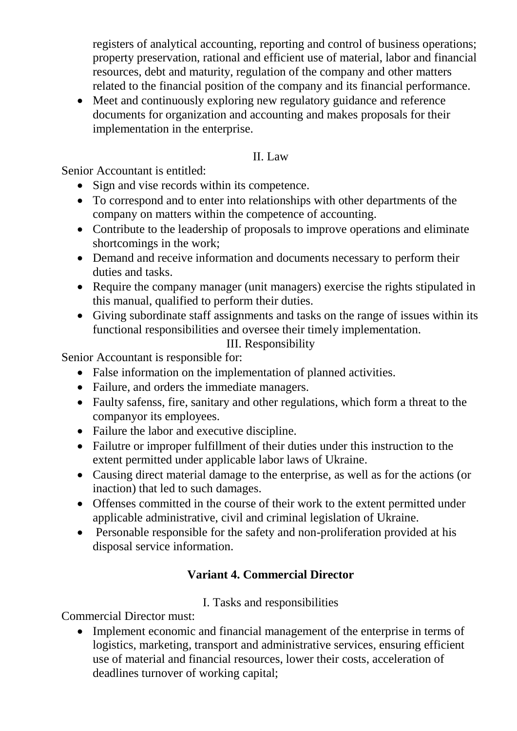registers of analytical accounting, reporting and control of business operations; property preservation, rational and efficient use of material, labor and financial resources, debt and maturity, regulation of the company and other matters related to the financial position of the company and its financial performance.

- Meet and continuously exploring new regulatory guidance and reference documents for organization and accounting and makes proposals for their implementation in the enterprise.

II. Law

Senior Accountant is entitled:

- Sign and vise records within its competence.
- To correspond and to enter into relationships with other departments of the company on matters within the competence of accounting.
- Contribute to the leadership of proposals to improve operations and eliminate shortcomings in the work;
- Demand and receive information and documents necessary to perform their duties and tasks.
- Require the company manager (unit managers) exercise the rights stipulated in this manual, qualified to perform their duties.
- Giving subordinate staff assignments and tasks on the range of issues within its functional responsibilities and oversee their timely implementation.

III. Responsibility

Senior Accountant is responsible for:

- False information on the implementation of planned activities.
- Failure, and orders the immediate managers.
- Faulty safenss, fire, sanitary and other regulations, which form a threat to the companyor its employees.
- Failure the labor and executive discipline.
- Failutre or improper fulfillment of their duties under this instruction to the extent permitted under applicable labor laws of Ukraine.
- Causing direct material damage to the enterprise, as well as for the actions (or inaction) that led to such damages.
- Offenses committed in the course of their work to the extent permitted under applicable administrative, civil and criminal legislation of Ukraine.
- Personable responsible for the safety and non-proliferation provided at his disposal service information.

## Variant 4. Commercial Director

I. Tasks and responsibilities

Commercial Director must:

- Implement economic and financial management of the enterprise in terms of logistics, marketing, transport and administrative services, ensuring efficient use of material and financial resources, lower their costs, acceleration of deadlines turnover of working capital;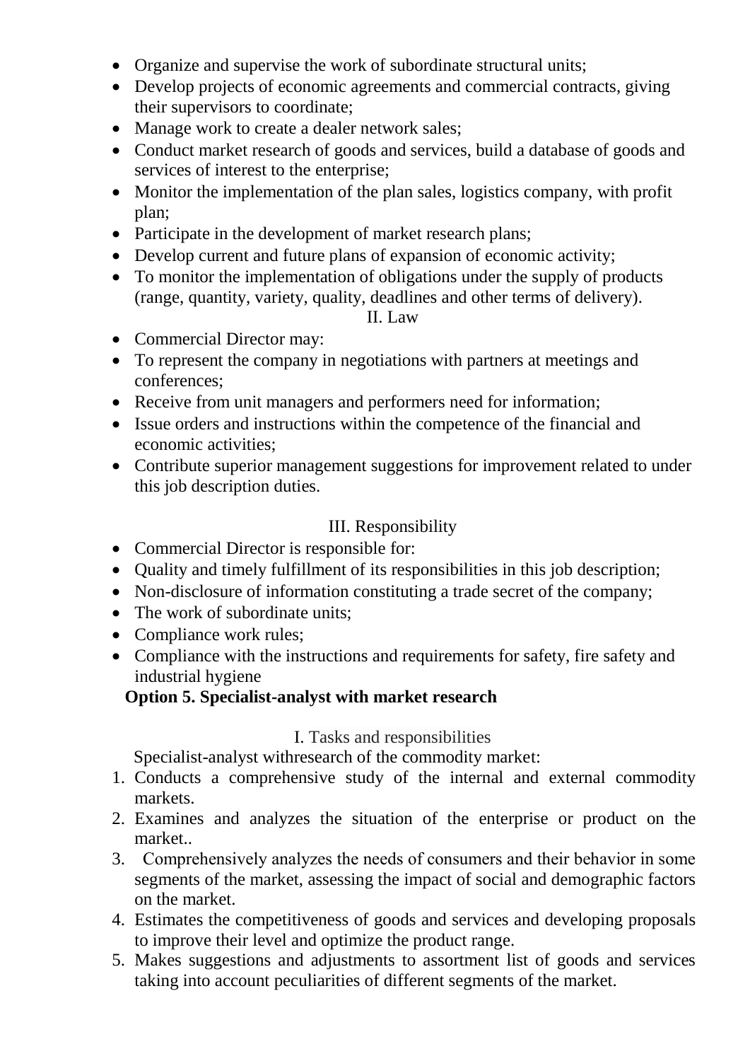- Organize and supervise the work of subordinate structural units;
- Develop projects of economic agreements and commercial contracts, giving their supervisors to coordinate;
- Manage work to create a dealer network sales;
- Conduct market research of goods and services, build a database of goods and services of interest to the enterprise;
- Monitor the implementation of the plan sales, logistics company, with profit plan;
- Participate in the development of market research plans;
- Develop current and future plans of expansion of economic activity;
- To monitor the implementation of obligations under the supply of products (range, quantity, variety, quality, deadlines and other terms of delivery).

II. Law

- Commercial Director may:
- To represent the company in negotiations with partners at meetings and conferences;
- Receive from unit managers and performers need for information;
- Issue orders and instructions within the competence of the financial and economic activities;
- Contribute superior management suggestions for improvement related to under this job description duties.

III. Responsibility

- Commercial Director is responsible for:
- Quality and timely fulfillment of its responsibilities in this job description;
- Non-disclosure of information constituting a trade secret of the company;
- The work of subordinate units;
- Compliance work rules;
- Compliance with the instructions and requirements for safety, fire safety and industrial hygiene

**Option 5. Specialist-analyst with market research**

I. Tasks and responsibilities

Specialist-analyst withresearch of the commodity market:

1. Conducts a comprehensive study of the internal and external commodity markets.
2. Examines and analyzes the situation of the enterprise or product on the market..
3. Comprehensively analyzes the needs of consumers and their behavior in some segments of the market, assessing the impact of social and demographic factors on the market.
4. Estimates the competitiveness of goods and services and developing proposals to improve their level and optimize the product range.
5. Makes suggestions and adjustments to assortment list of goods and services taking into account peculiarities of different segments of the market.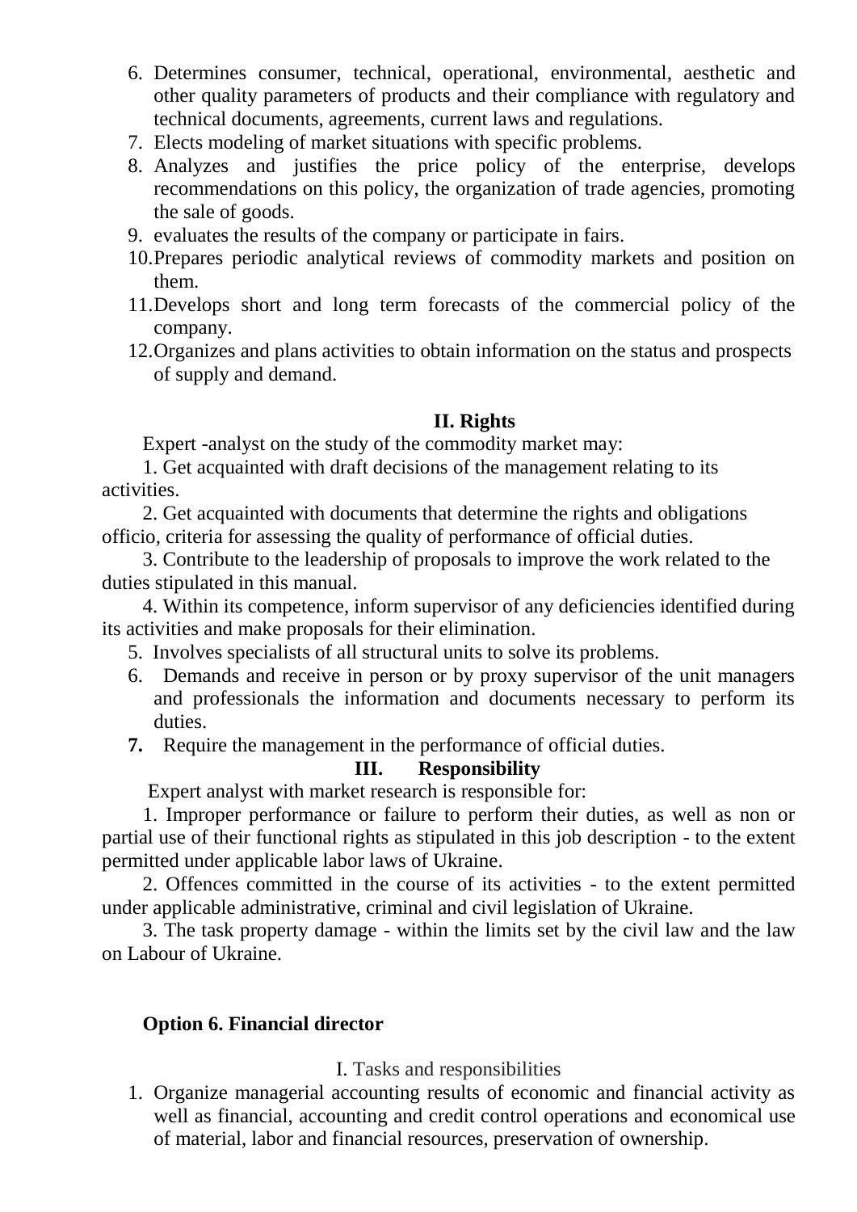6. Determines consumer, technical, operational, environmental, aesthetic and other quality parameters of products and their compliance with regulatory and technical documents, agreements, current laws and regulations.
7. Elects modeling of market situations with specific problems.
8. Analyzes and justifies the price policy of the enterprise, develops recommendations on this policy, the organization of trade agencies, promoting the sale of goods.
9. evaluates the results of the company or participate in fairs.
10. Prepares periodic analytical reviews of commodity markets and position on them.
11. Develops short and long term forecasts of the commercial policy of the company.
12. Organizes and plans activities to obtain information on the status and prospects of supply and demand.

**II. Rights**

Expert -analyst on the study of the commodity market may:

1. Get acquainted with draft decisions of the management relating to its activities.

2. Get acquainted with documents that determine the rights and obligations officio, criteria for assessing the quality of performance of official duties.

3. Contribute to the leadership of proposals to improve the work related to the duties stipulated in this manual.

4. Within its competence, inform supervisor of any deficiencies identified during its activities and make proposals for their elimination.

5. Involves specialists of all structural units to solve its problems.

6. Demands and receive in person or by proxy supervisor of the unit managers and professionals the information and documents necessary to perform its duties.

**7.** Require the management in the performance of official duties.

**III. Responsibility**

Expert analyst with market research is responsible for:

1. Improper performance or failure to perform their duties, as well as non or partial use of their functional rights as stipulated in this job description - to the extent permitted under applicable labor laws of Ukraine.

2. Offences committed in the course of its activities - to the extent permitted under applicable administrative, criminal and civil legislation of Ukraine.

3. The task property damage - within the limits set by the civil law and the law on Labour of Ukraine.

**Option 6. Financial director**

I. Tasks and responsibilities

1. Organize managerial accounting results of economic and financial activity as well as financial, accounting and credit control operations and economical use of material, labor and financial resources, preservation of ownership.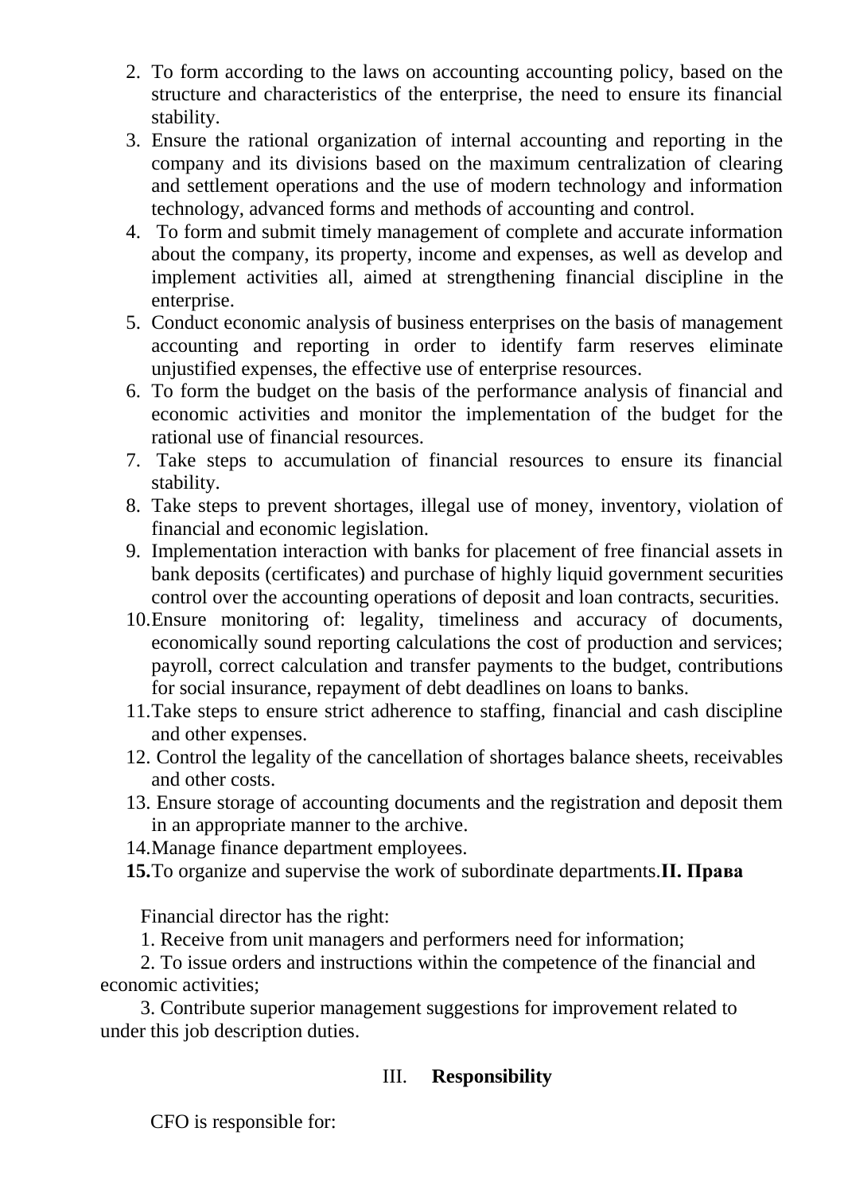2. To form according to the laws on accounting accounting policy, based on the structure and characteristics of the enterprise, the need to ensure its financial stability.
3. Ensure the rational organization of internal accounting and reporting in the company and its divisions based on the maximum centralization of clearing and settlement operations and the use of modern technology and information technology, advanced forms and methods of accounting and control.
4. To form and submit timely management of complete and accurate information about the company, its property, income and expenses, as well as develop and implement activities all, aimed at strengthening financial discipline in the enterprise.
5. Conduct economic analysis of business enterprises on the basis of management accounting and reporting in order to identify farm reserves eliminate unjustified expenses, the effective use of enterprise resources.
6. To form the budget on the basis of the performance analysis of financial and economic activities and monitor the implementation of the budget for the rational use of financial resources.
7. Take steps to accumulation of financial resources to ensure its financial stability.
8. Take steps to prevent shortages, illegal use of money, inventory, violation of financial and economic legislation.
9. Implementation interaction with banks for placement of free financial assets in bank deposits (certificates) and purchase of highly liquid government securities control over the accounting operations of deposit and loan contracts, securities.
10. Ensure monitoring of: legality, timeliness and accuracy of documents, economically sound reporting calculations the cost of production and services; payroll, correct calculation and transfer payments to the budget, contributions for social insurance, repayment of debt deadlines on loans to banks.
11. Take steps to ensure strict adherence to staffing, financial and cash discipline and other expenses.
12. Control the legality of the cancellation of shortages balance sheets, receivables and other costs.
13. Ensure storage of accounting documents and the registration and deposit them in an appropriate manner to the archive.
14. Manage finance department employees.
15. To organize and supervise the work of subordinate departments.

## II. Права

Financial director has the right:

1. Receive from unit managers and performers need for information;
2. To issue orders and instructions within the competence of the financial and economic activities;
3. Contribute superior management suggestions for improvement related to under this job description duties.

## III. Responsibility

CFO is responsible for: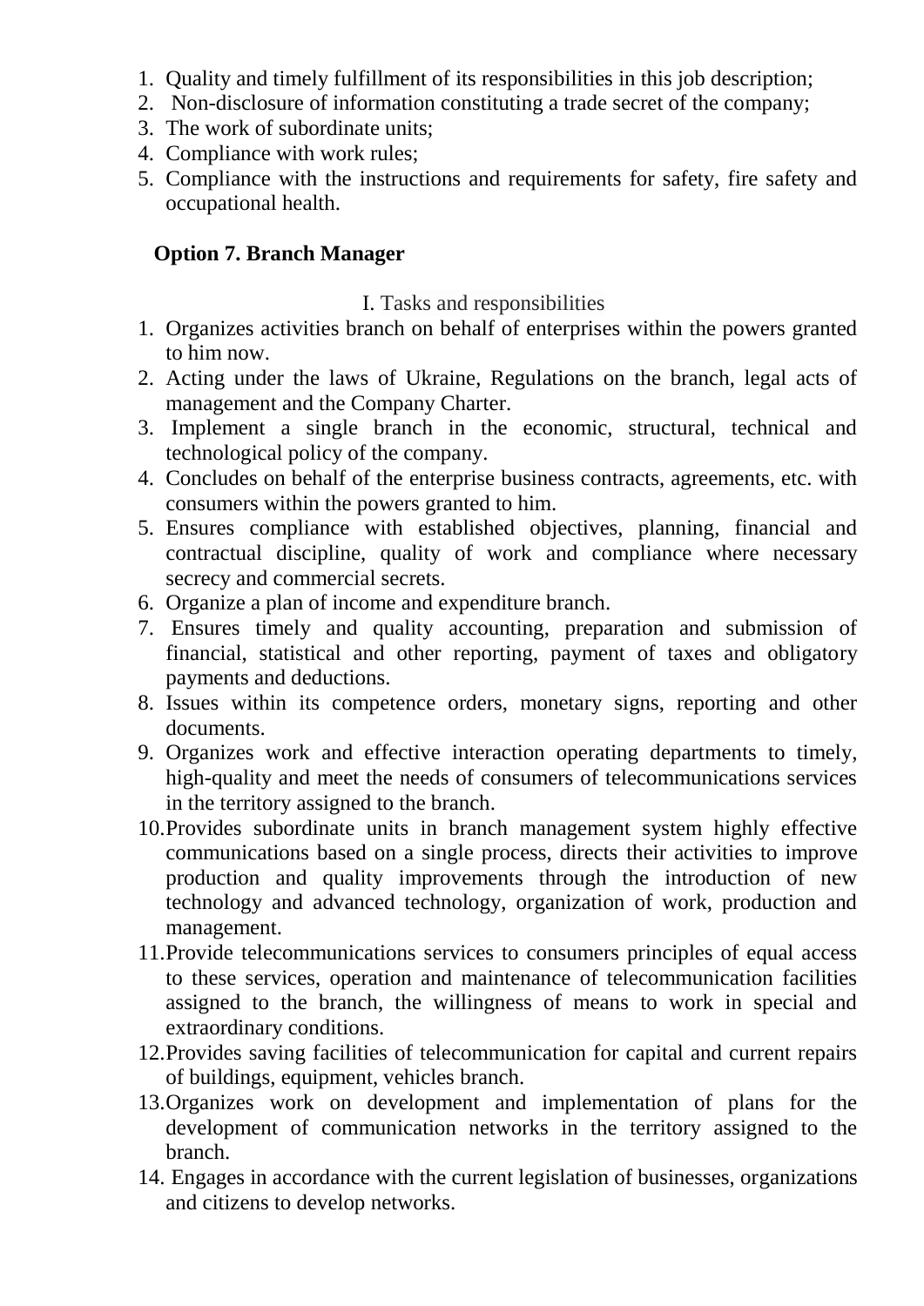1. Quality and timely fulfillment of its responsibilities in this job description;
2. Non-disclosure of information constituting a trade secret of the company;
3. The work of subordinate units;
4. Compliance with work rules;
5. Compliance with the instructions and requirements for safety, fire safety and occupational health.

**Option 7. Branch Manager**

I. Tasks and responsibilities

1. Organizes activities branch on behalf of enterprises within the powers granted to him now.
2. Acting under the laws of Ukraine, Regulations on the branch, legal acts of management and the Company Charter.
3. Implement a single branch in the economic, structural, technical and technological policy of the company.
4. Concludes on behalf of the enterprise business contracts, agreements, etc. with consumers within the powers granted to him.
5. Ensures compliance with established objectives, planning, financial and contractual discipline, quality of work and compliance where necessary secrecy and commercial secrets.
6. Organize a plan of income and expenditure branch.
7. Ensures timely and quality accounting, preparation and submission of financial, statistical and other reporting, payment of taxes and obligatory payments and deductions.
8. Issues within its competence orders, monetary signs, reporting and other documents.
9. Organizes work and effective interaction operating departments to timely, high-quality and meet the needs of consumers of telecommunications services in the territory assigned to the branch.
10. Provides subordinate units in branch management system highly effective communications based on a single process, directs their activities to improve production and quality improvements through the introduction of new technology and advanced technology, organization of work, production and management.
11. Provide telecommunications services to consumers principles of equal access to these services, operation and maintenance of telecommunication facilities assigned to the branch, the willingness of means to work in special and extraordinary conditions.
12. Provides saving facilities of telecommunication for capital and current repairs of buildings, equipment, vehicles branch.
13. Organizes work on development and implementation of plans for the development of communication networks in the territory assigned to the branch.
14. Engages in accordance with the current legislation of businesses, organizations and citizens to develop networks.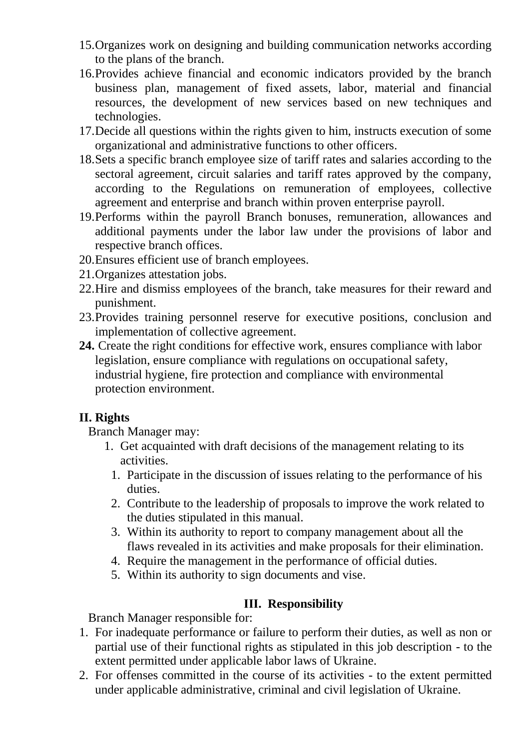15. Organizes work on designing and building communication networks according to the plans of the branch.
16. Provides achieve financial and economic indicators provided by the branch business plan, management of fixed assets, labor, material and financial resources, the development of new services based on new techniques and technologies.
17. Decide all questions within the rights given to him, instructs execution of some organizational and administrative functions to other officers.
18. Sets a specific branch employee size of tariff rates and salaries according to the sectoral agreement, circuit salaries and tariff rates approved by the company, according to the Regulations on remuneration of employees, collective agreement and enterprise and branch within proven enterprise payroll.
19. Performs within the payroll Branch bonuses, remuneration, allowances and additional payments under the labor law under the provisions of labor and respective branch offices.
20. Ensures efficient use of branch employees.
21. Organizes attestation jobs.
22. Hire and dismiss employees of the branch, take measures for their reward and punishment.
23. Provides training personnel reserve for executive positions, conclusion and implementation of collective agreement.
24. Create the right conditions for effective work, ensures compliance with labor legislation, ensure compliance with regulations on occupational safety, industrial hygiene, fire protection and compliance with environmental protection environment.

**II. Rights**

Branch Manager may:

1. Get acquainted with draft decisions of the management relating to its activities.
1. Participate in the discussion of issues relating to the performance of his duties.
2. Contribute to the leadership of proposals to improve the work related to the duties stipulated in this manual.
3. Within its authority to report to company management about all the flaws revealed in its activities and make proposals for their elimination.
4. Require the management in the performance of official duties.
5. Within its authority to sign documents and vise.

**III. Responsibility**

Branch Manager responsible for:

1. For inadequate performance or failure to perform their duties, as well as non or partial use of their functional rights as stipulated in this job description - to the extent permitted under applicable labor laws of Ukraine.
2. For offenses committed in the course of its activities - to the extent permitted under applicable administrative, criminal and civil legislation of Ukraine.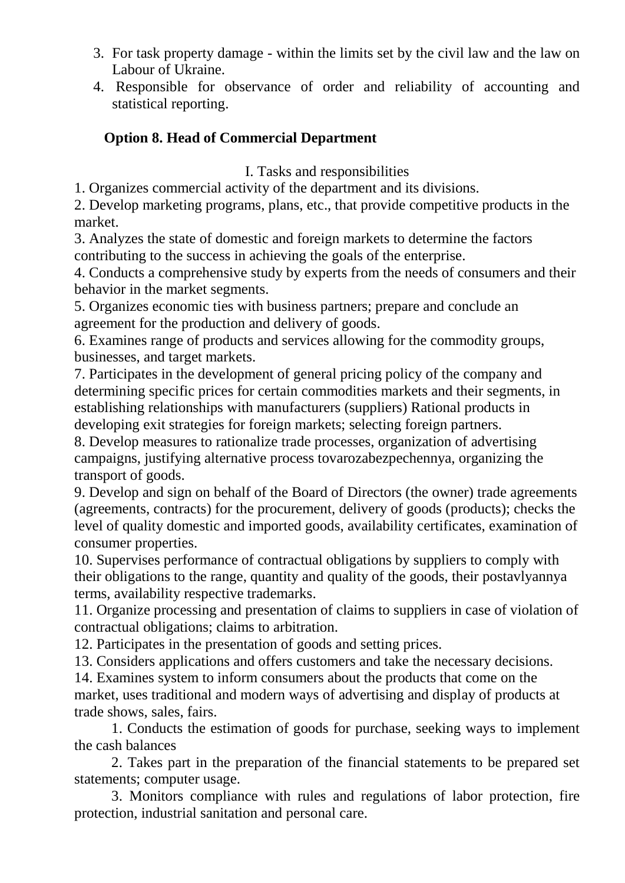3. For task property damage - within the limits set by the civil law and the law on Labour of Ukraine.
4. Responsible for observance of order and reliability of accounting and statistical reporting.

**Option 8. Head of Commercial Department**

I. Tasks and responsibilities

1. Organizes commercial activity of the department and its divisions.
2. Develop marketing programs, plans, etc., that provide competitive products in the market.
3. Analyzes the state of domestic and foreign markets to determine the factors contributing to the success in achieving the goals of the enterprise.
4. Conducts a comprehensive study by experts from the needs of consumers and their behavior in the market segments.
5. Organizes economic ties with business partners; prepare and conclude an agreement for the production and delivery of goods.
6. Examines range of products and services allowing for the commodity groups, businesses, and target markets.
7. Participates in the development of general pricing policy of the company and determining specific prices for certain commodities markets and their segments, in establishing relationships with manufacturers (suppliers) Rational products in developing exit strategies for foreign markets; selecting foreign partners.
8. Develop measures to rationalize trade processes, organization of advertising campaigns, justifying alternative process tovarozabezpechennya, organizing the transport of goods.
9. Develop and sign on behalf of the Board of Directors (the owner) trade agreements (agreements, contracts) for the procurement, delivery of goods (products); checks the level of quality domestic and imported goods, availability certificates, examination of consumer properties.
10. Supervises performance of contractual obligations by suppliers to comply with their obligations to the range, quantity and quality of the goods, their postavlyannya terms, availability respective trademarks.
11. Organize processing and presentation of claims to suppliers in case of violation of contractual obligations; claims to arbitration.
12. Participates in the presentation of goods and setting prices.
13. Considers applications and offers customers and take the necessary decisions.
14. Examines system to inform consumers about the products that come on the market, uses traditional and modern ways of advertising and display of products at trade shows, sales, fairs.

1. Conducts the estimation of goods for purchase, seeking ways to implement the cash balances
2. Takes part in the preparation of the financial statements to be prepared set statements; computer usage.
3. Monitors compliance with rules and regulations of labor protection, fire protection, industrial sanitation and personal care.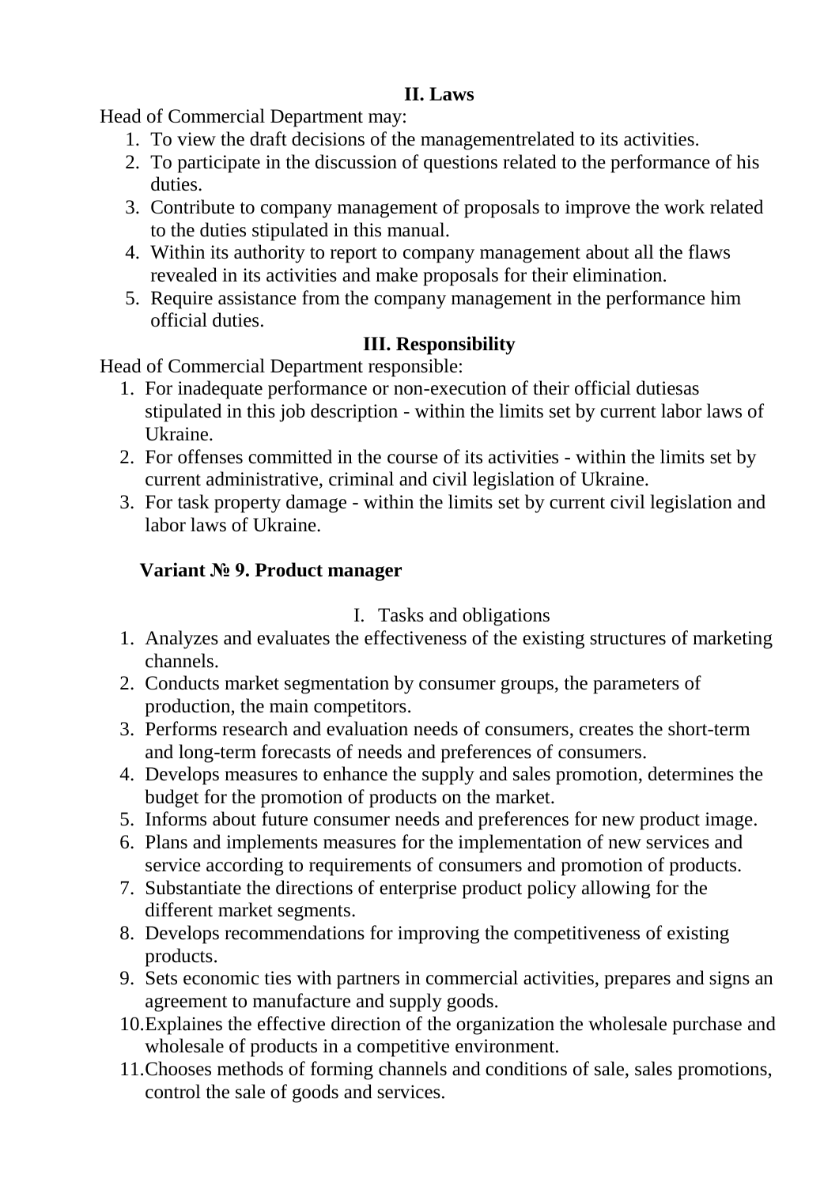## II. Laws

Head of Commercial Department may:

1. To view the draft decisions of the managementrelated to its activities.
2. To participate in the discussion of questions related to the performance of his duties.
3. Contribute to company management of proposals to improve the work related to the duties stipulated in this manual.
4. Within its authority to report to company management about all the flaws revealed in its activities and make proposals for their elimination.
5. Require assistance from the company management in the performance him official duties.

## III. Responsibility

Head of Commercial Department responsible:

1. For inadequate performance or non-execution of their official dutiesas stipulated in this job description - within the limits set by current labor laws of Ukraine.
2. For offenses committed in the course of its activities - within the limits set by current administrative, criminal and civil legislation of Ukraine.
3. For task property damage - within the limits set by current civil legislation and labor laws of Ukraine.

## Variant № 9. Product manager

I. Tasks and obligations

1. Analyzes and evaluates the effectiveness of the existing structures of marketing channels.
2. Conducts market segmentation by consumer groups, the parameters of production, the main competitors.
3. Performs research and evaluation needs of consumers, creates the short-term and long-term forecasts of needs and preferences of consumers.
4. Develops measures to enhance the supply and sales promotion, determines the budget for the promotion of products on the market.
5. Informs about future consumer needs and preferences for new product image.
6. Plans and implements measures for the implementation of new services and service according to requirements of consumers and promotion of products.
7. Substantiate the directions of enterprise product policy allowing for the different market segments.
8. Develops recommendations for improving the competitiveness of existing products.
9. Sets economic ties with partners in commercial activities, prepares and signs an agreement to manufacture and supply goods.
10. Explaines the effective direction of the organization the wholesale purchase and wholesale of products in a competitive environment.
11. Chooses methods of forming channels and conditions of sale, sales promotions, control the sale of goods and services.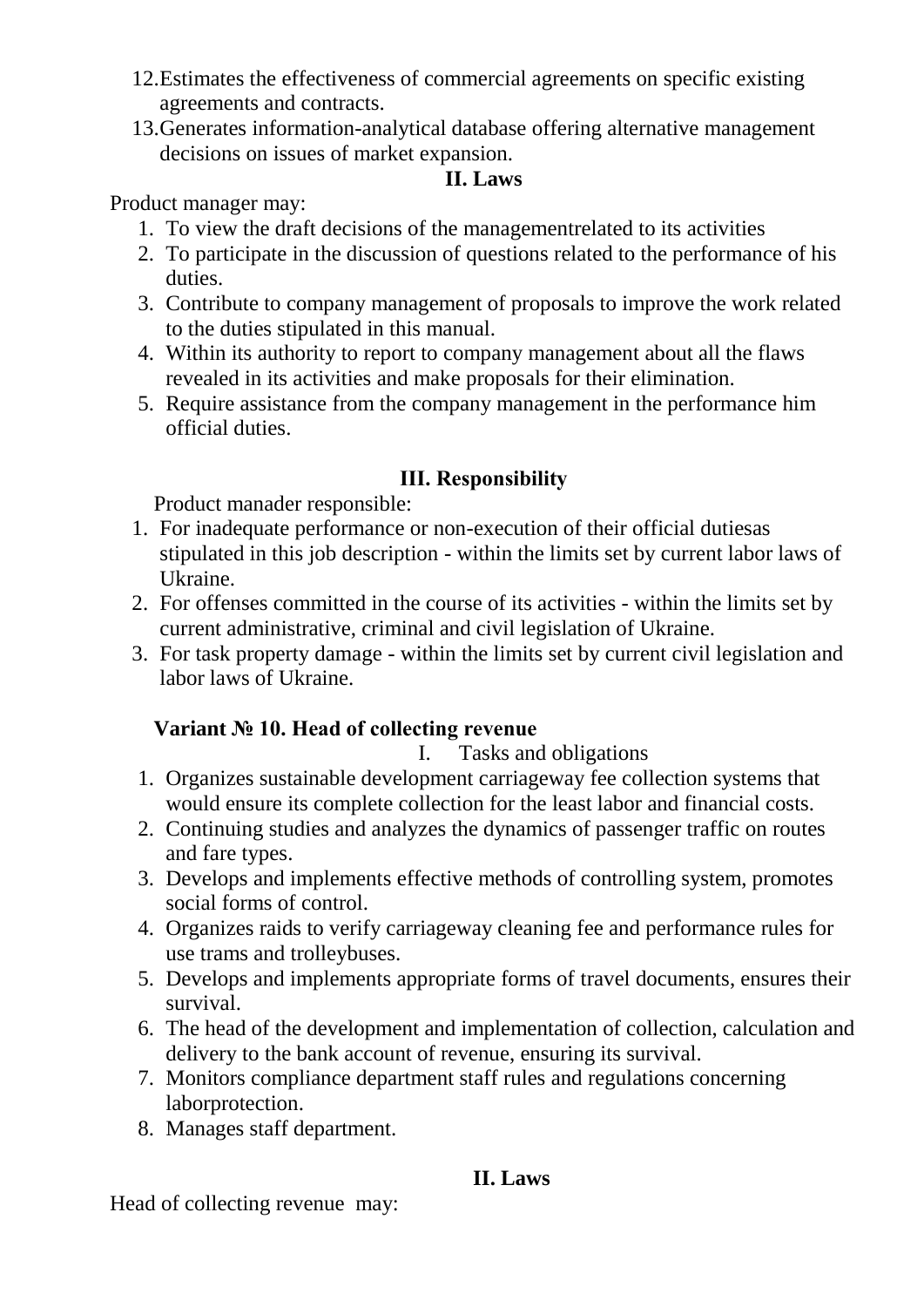12. Estimates the effectiveness of commercial agreements on specific existing agreements and contracts.
13. Generates information-analytical database offering alternative management decisions on issues of market expansion.

### II. Laws

Product manager may:

1. To view the draft decisions of the managementrelated to its activities
2. To participate in the discussion of questions related to the performance of his duties.
3. Contribute to company management of proposals to improve the work related to the duties stipulated in this manual.
4. Within its authority to report to company management about all the flaws revealed in its activities and make proposals for their elimination.
5. Require assistance from the company management in the performance him official duties.

### III. Responsibility

Product manader responsible:

1. For inadequate performance or non-execution of their official dutiesas stipulated in this job description - within the limits set by current labor laws of Ukraine.
2. For offenses committed in the course of its activities - within the limits set by current administrative, criminal and civil legislation of Ukraine.
3. For task property damage - within the limits set by current civil legislation and labor laws of Ukraine.

## Variant № 10. Head of collecting revenue

### I. Tasks and obligations

1. Organizes sustainable development carriageway fee collection systems that would ensure its complete collection for the least labor and financial costs.
2. Continuing studies and analyzes the dynamics of passenger traffic on routes and fare types.
3. Develops and implements effective methods of controlling system, promotes social forms of control.
4. Organizes raids to verify carriageway cleaning fee and performance rules for use trams and trolleybuses.
5. Develops and implements appropriate forms of travel documents, ensures their survival.
6. The head of the development and implementation of collection, calculation and delivery to the bank account of revenue, ensuring its survival.
7. Monitors compliance department staff rules and regulations concerning laborprotection.
8. Manages staff department.

### II. Laws

Head of collecting revenue may: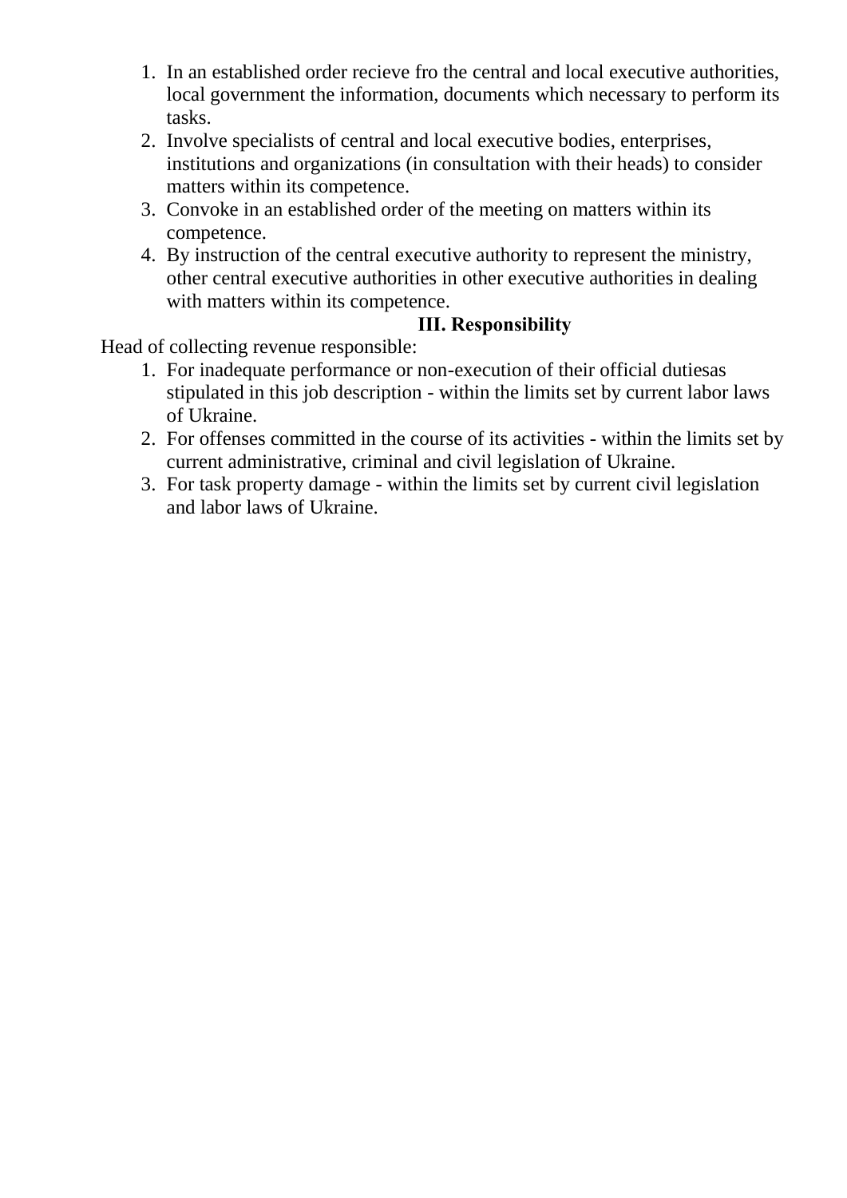1. In an established order recieve fro the central and local executive authorities, local government the information, documents which necessary to perform its tasks.
2. Involve specialists of central and local executive bodies, enterprises, institutions and organizations (in consultation with their heads) to consider matters within its competence.
3. Convoke in an established order of the meeting on matters within its competence.
4. By instruction of the central executive authority to represent the ministry, other central executive authorities in other executive authorities in dealing with matters within its competence.

## III. Responsibility

Head of collecting revenue responsible:

1. For inadequate performance or non-execution of their official dutiesas stipulated in this job description - within the limits set by current labor laws of Ukraine.
2. For offenses committed in the course of its activities - within the limits set by current administrative, criminal and civil legislation of Ukraine.
3. For task property damage - within the limits set by current civil legislation and labor laws of Ukraine.